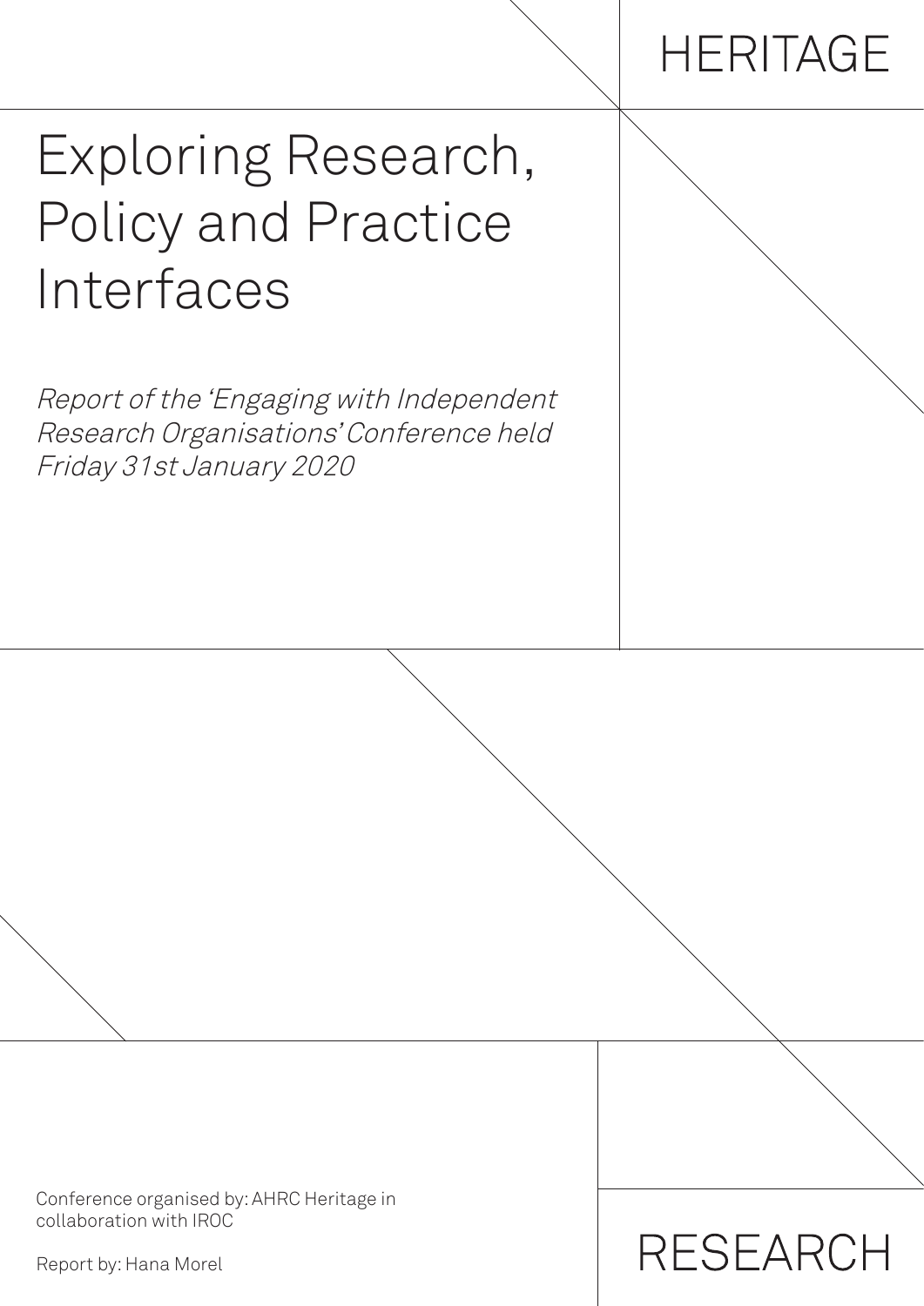HERITAGE

# Exploring Research, Policy and Practice Interfaces

*Report of the 'Engaging with Independent Research Organisations' Conference held Friday 31st January 2020*

Conference organised by: AHRC Heritage in collaboration with IROC

Report by: Hana Morel

RESEARCH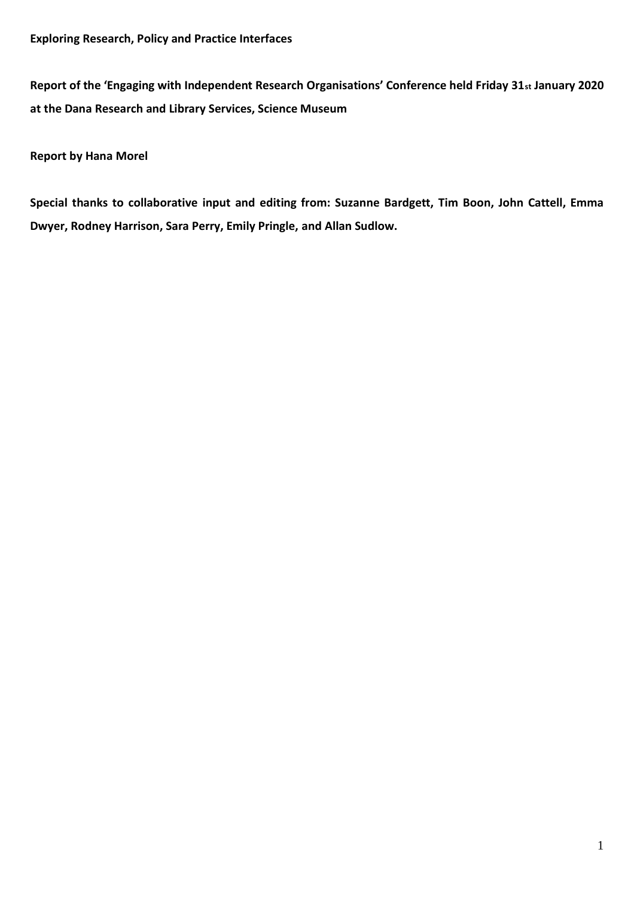**Exploring Research, Policy and Practice Interfaces**

**Report of the 'Engaging with Independent Research Organisations' Conference held Friday 31st January 2020 at the Dana Research and Library Services, Science Museum**

**Report by Hana Morel**

**Special thanks to collaborative input and editing from: Suzanne Bardgett, Tim Boon, John Cattell, Emma Dwyer, Rodney Harrison, Sara Perry, Emily Pringle, and Allan Sudlow.**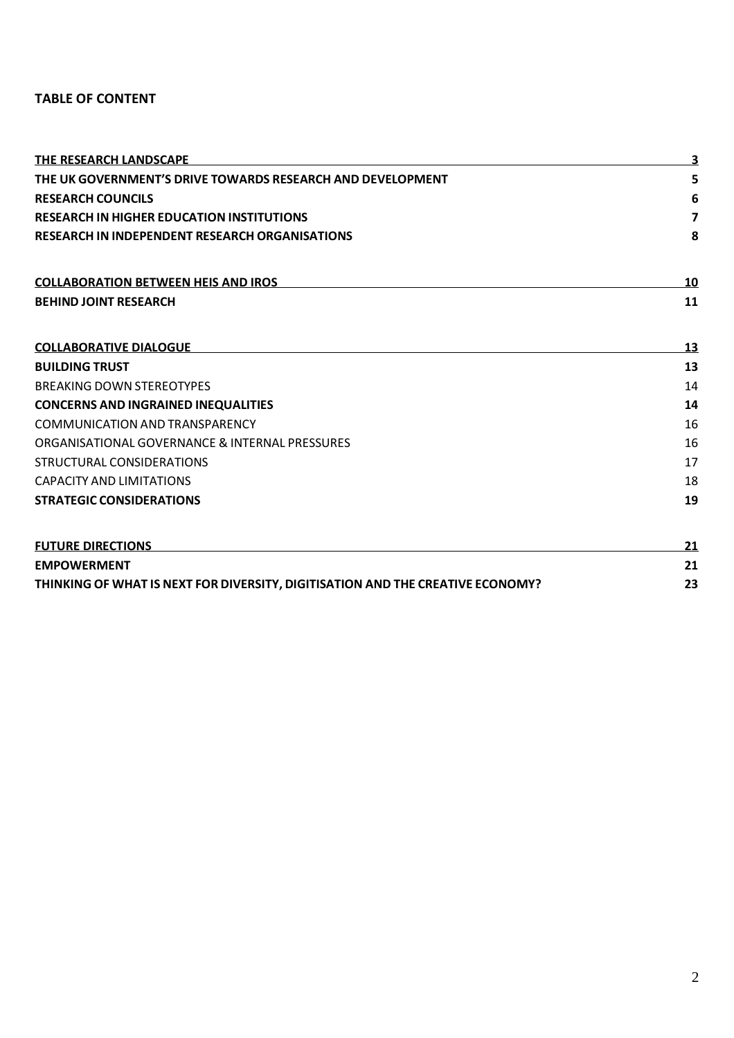**TABLE OF CONTENT**

| | |
|---|---|
| **THE RESEARCH LANDSCAPE** | **3** |
| **THE UK GOVERNMENT'S DRIVE TOWARDS RESEARCH AND DEVELOPMENT** | **5** |
| **RESEARCH COUNCILS** | **6** |
| **RESEARCH IN HIGHER EDUCATION INSTITUTIONS** | **7** |
| **RESEARCH IN INDEPENDENT RESEARCH ORGANISATIONS** | **8** |
| | |
| **COLLABORATION BETWEEN HEIS AND IROS** | **10** |
| **BEHIND JOINT RESEARCH** | **11** |
| | |
| **COLLABORATIVE DIALOGUE** | **13** |
| **BUILDING TRUST** | **13** |
| BREAKING DOWN STEREOTYPES | 14 |
| **CONCERNS AND INGRAINED INEQUALITIES** | **14** |
| COMMUNICATION AND TRANSPARENCY | 16 |
| ORGANISATIONAL GOVERNANCE & INTERNAL PRESSURES | 16 |
| STRUCTURAL CONSIDERATIONS | 17 |
| CAPACITY AND LIMITATIONS | 18 |
| **STRATEGIC CONSIDERATIONS** | **19** |
| | |
| **FUTURE DIRECTIONS** | **21** |
| **EMPOWERMENT** | **21** |
| **THINKING OF WHAT IS NEXT FOR DIVERSITY, DIGITISATION AND THE CREATIVE ECONOMY?** | **23** |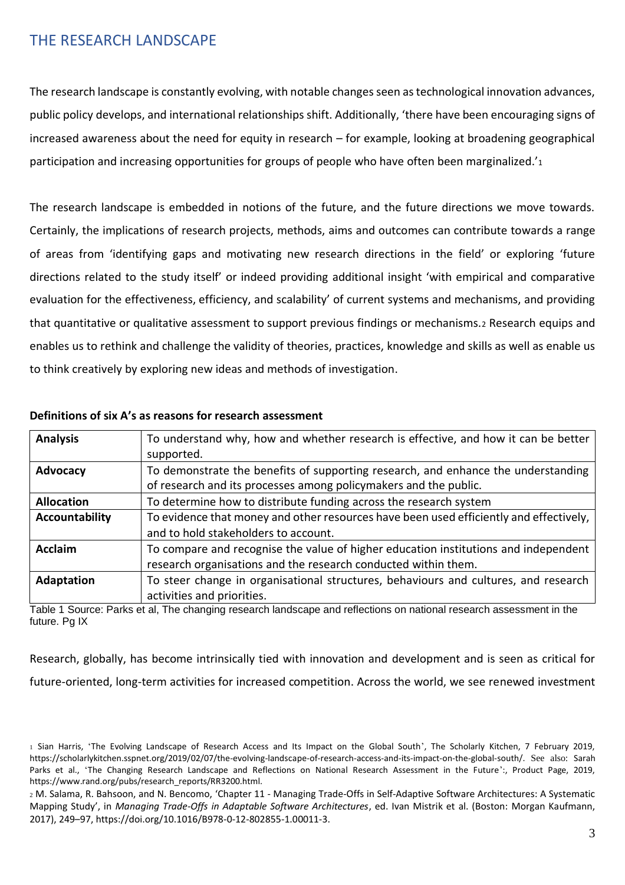## THE RESEARCH LANDSCAPE

The research landscape is constantly evolving, with notable changes seen as technological innovation advances, public policy develops, and international relationships shift. Additionally, 'there have been encouraging signs of increased awareness about the need for equity in research – for example, looking at broadening geographical participation and increasing opportunities for groups of people who have often been marginalized.'[1]

The research landscape is embedded in notions of the future, and the future directions we move towards. Certainly, the implications of research projects, methods, aims and outcomes can contribute towards a range of areas from 'identifying gaps and motivating new research directions in the field' or exploring 'future directions related to the study itself' or indeed providing additional insight 'with empirical and comparative evaluation for the effectiveness, efficiency, and scalability' of current systems and mechanisms, and providing that quantitative or qualitative assessment to support previous findings or mechanisms.[2] Research equips and enables us to rethink and challenge the validity of theories, practices, knowledge and skills as well as enable us to think creatively by exploring new ideas and methods of investigation.

**Definitions of six A's as reasons for research assessment**

| | |
|---|---|
| **Analysis** | To understand why, how and whether research is effective, and how it can be better supported. |
| **Advocacy** | To demonstrate the benefits of supporting research, and enhance the understanding of research and its processes among policymakers and the public. |
| **Allocation** | To determine how to distribute funding across the research system |
| **Accountability** | To evidence that money and other resources have been used efficiently and effectively, and to hold stakeholders to account. |
| **Acclaim** | To compare and recognise the value of higher education institutions and independent research organisations and the research conducted within them. |
| **Adaptation** | To steer change in organisational structures, behaviours and cultures, and research activities and priorities. |

Table 1 Source: Parks et al, The changing research landscape and reflections on national research assessment in the future. Pg IX

Research, globally, has become intrinsically tied with innovation and development and is seen as critical for future-oriented, long-term activities for increased competition. Across the world, we see renewed investment

[1] Sian Harris, 'The Evolving Landscape of Research Access and Its Impact on the Global South', The Scholarly Kitchen, 7 February 2019, https://scholarlykitchen.sspnet.org/2019/02/07/the-evolving-landscape-of-research-access-and-its-impact-on-the-global-south/. See also: Sarah Parks et al., 'The Changing Research Landscape and Reflections on National Research Assessment in the Future':, Product Page, 2019, https://www.rand.org/pubs/research_reports/RR3200.html.

[2] M. Salama, R. Bahsoon, and N. Bencomo, 'Chapter 11 - Managing Trade-Offs in Self-Adaptive Software Architectures: A Systematic Mapping Study', in *Managing Trade-Offs in Adaptable Software Architectures*, ed. Ivan Mistrik et al. (Boston: Morgan Kaufmann, 2017), 249–97, https://doi.org/10.1016/B978-0-12-802855-1.00011-3.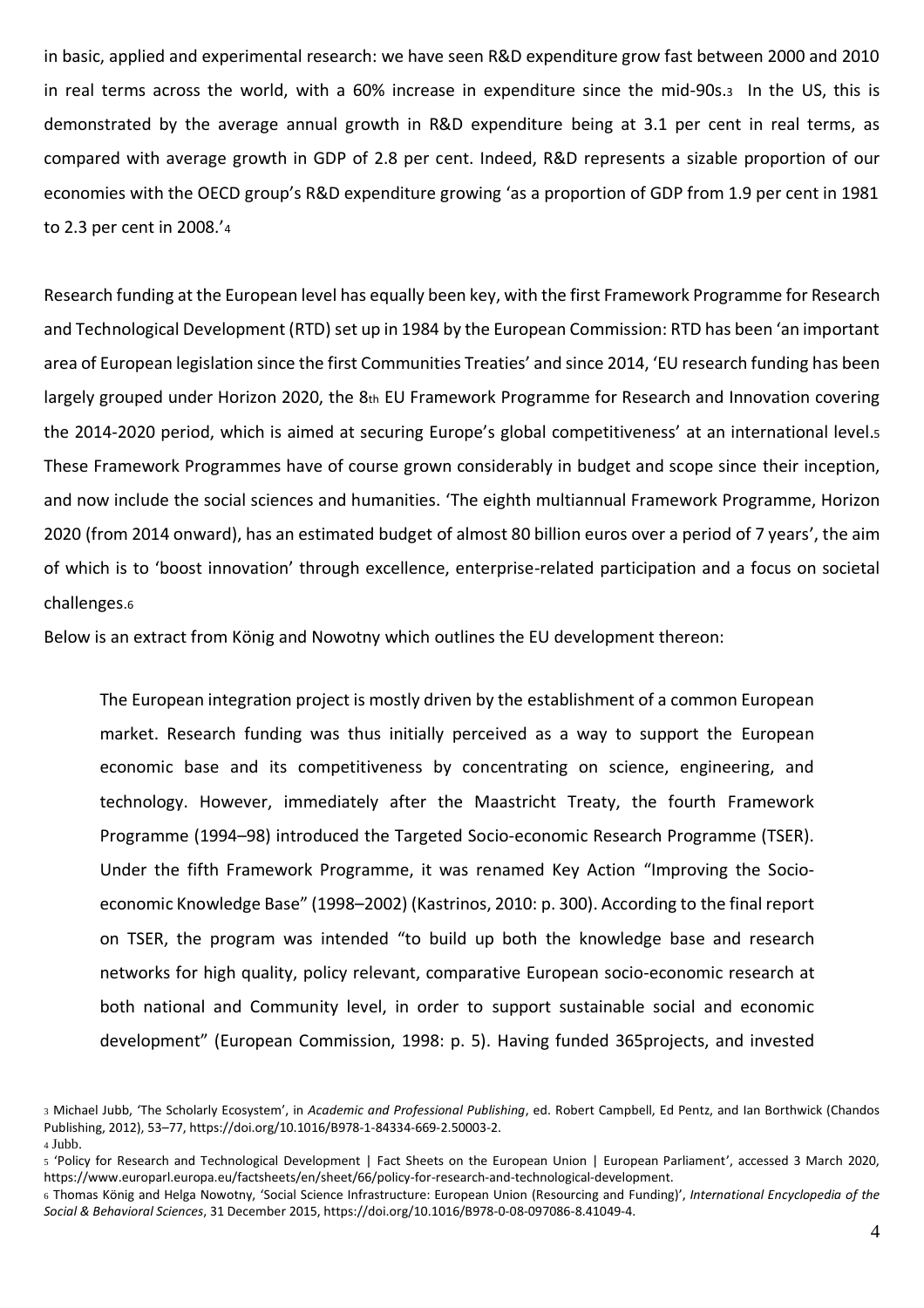in basic, applied and experimental research: we have seen R&D expenditure grow fast between 2000 and 2010 in real terms across the world, with a 60% increase in expenditure since the mid-90s.[3] In the US, this is demonstrated by the average annual growth in R&D expenditure being at 3.1 per cent in real terms, as compared with average growth in GDP of 2.8 per cent. Indeed, R&D represents a sizable proportion of our economies with the OECD group's R&D expenditure growing 'as a proportion of GDP from 1.9 per cent in 1981 to 2.3 per cent in 2008.'[4]

Research funding at the European level has equally been key, with the first Framework Programme for Research and Technological Development (RTD) set up in 1984 by the European Commission: RTD has been 'an important area of European legislation since the first Communities Treaties' and since 2014, 'EU research funding has been largely grouped under Horizon 2020, the 8th EU Framework Programme for Research and Innovation covering the 2014-2020 period, which is aimed at securing Europe's global competitiveness' at an international level.[5] These Framework Programmes have of course grown considerably in budget and scope since their inception, and now include the social sciences and humanities. 'The eighth multiannual Framework Programme, Horizon 2020 (from 2014 onward), has an estimated budget of almost 80 billion euros over a period of 7 years', the aim of which is to 'boost innovation' through excellence, enterprise-related participation and a focus on societal challenges.[6]

Below is an extract from König and Nowotny which outlines the EU development thereon:

> The European integration project is mostly driven by the establishment of a common European market. Research funding was thus initially perceived as a way to support the European economic base and its competitiveness by concentrating on science, engineering, and technology. However, immediately after the Maastricht Treaty, the fourth Framework Programme (1994–98) introduced the Targeted Socio-economic Research Programme (TSER). Under the fifth Framework Programme, it was renamed Key Action "Improving the Socio-economic Knowledge Base" (1998–2002) (Kastrinos, 2010: p. 300). According to the final report on TSER, the program was intended "to build up both the knowledge base and research networks for high quality, policy relevant, comparative European socio-economic research at both national and Community level, in order to support sustainable social and economic development" (European Commission, 1998: p. 5). Having funded 365projects, and invested

[3] Michael Jubb, 'The Scholarly Ecosystem', in *Academic and Professional Publishing*, ed. Robert Campbell, Ed Pentz, and Ian Borthwick (Chandos Publishing, 2012), 53–77, https://doi.org/10.1016/B978-1-84334-669-2.50003-2.

[4] Jubb.

[5] 'Policy for Research and Technological Development | Fact Sheets on the European Union | European Parliament', accessed 3 March 2020, https://www.europarl.europa.eu/factsheets/en/sheet/66/policy-for-research-and-technological-development.

[6] Thomas König and Helga Nowotny, 'Social Science Infrastructure: European Union (Resourcing and Funding)', *International Encyclopedia of the Social & Behavioral Sciences*, 31 December 2015, https://doi.org/10.1016/B978-0-08-097086-8.41049-4.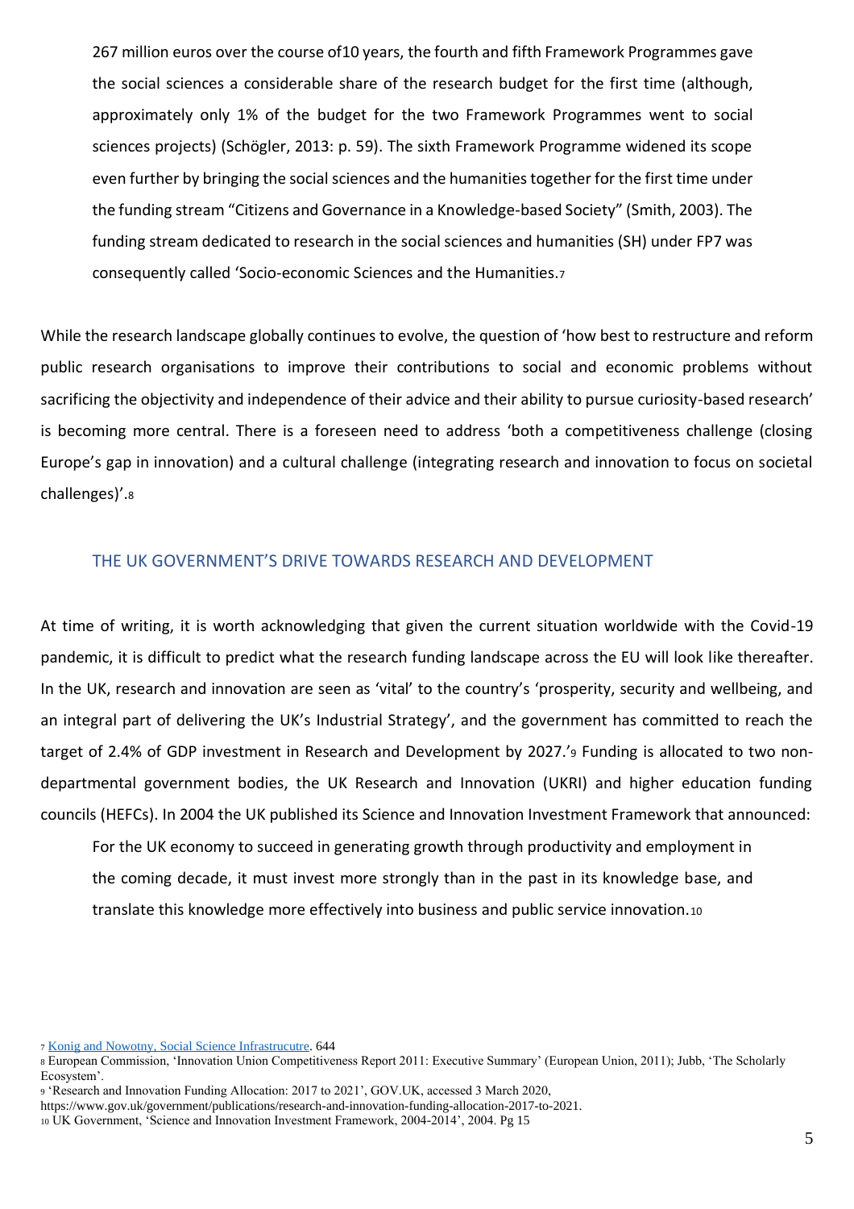267 million euros over the course of10 years, the fourth and fifth Framework Programmes gave the social sciences a considerable share of the research budget for the first time (although, approximately only 1% of the budget for the two Framework Programmes went to social sciences projects) (Schögler, 2013: p. 59). The sixth Framework Programme widened its scope even further by bringing the social sciences and the humanities together for the first time under the funding stream "Citizens and Governance in a Knowledge-based Society" (Smith, 2003). The funding stream dedicated to research in the social sciences and humanities (SH) under FP7 was consequently called 'Socio-economic Sciences and the Humanities.[7]

While the research landscape globally continues to evolve, the question of 'how best to restructure and reform public research organisations to improve their contributions to social and economic problems without sacrificing the objectivity and independence of their advice and their ability to pursue curiosity-based research' is becoming more central. There is a foreseen need to address 'both a competitiveness challenge (closing Europe's gap in innovation) and a cultural challenge (integrating research and innovation to focus on societal challenges)'.[8]

## THE UK GOVERNMENT'S DRIVE TOWARDS RESEARCH AND DEVELOPMENT

At time of writing, it is worth acknowledging that given the current situation worldwide with the Covid-19 pandemic, it is difficult to predict what the research funding landscape across the EU will look like thereafter. In the UK, research and innovation are seen as 'vital' to the country's 'prosperity, security and wellbeing, and an integral part of delivering the UK's Industrial Strategy', and the government has committed to reach the target of 2.4% of GDP investment in Research and Development by 2027.'[9] Funding is allocated to two non-departmental government bodies, the UK Research and Innovation (UKRI) and higher education funding councils (HEFCs). In 2004 the UK published its Science and Innovation Investment Framework that announced:

> For the UK economy to succeed in generating growth through productivity and employment in the coming decade, it must invest more strongly than in the past in its knowledge base, and translate this knowledge more effectively into business and public service innovation.[10]

---

[7] Konig and Nowotny, Social Science Infrastrucutre. 644

[8] European Commission, 'Innovation Union Competitiveness Report 2011: Executive Summary' (European Union, 2011); Jubb, 'The Scholarly Ecosystem'.

[9] 'Research and Innovation Funding Allocation: 2017 to 2021', GOV.UK, accessed 3 March 2020, https://www.gov.uk/government/publications/research-and-innovation-funding-allocation-2017-to-2021.

[10] UK Government, 'Science and Innovation Investment Framework, 2004-2014', 2004. Pg 15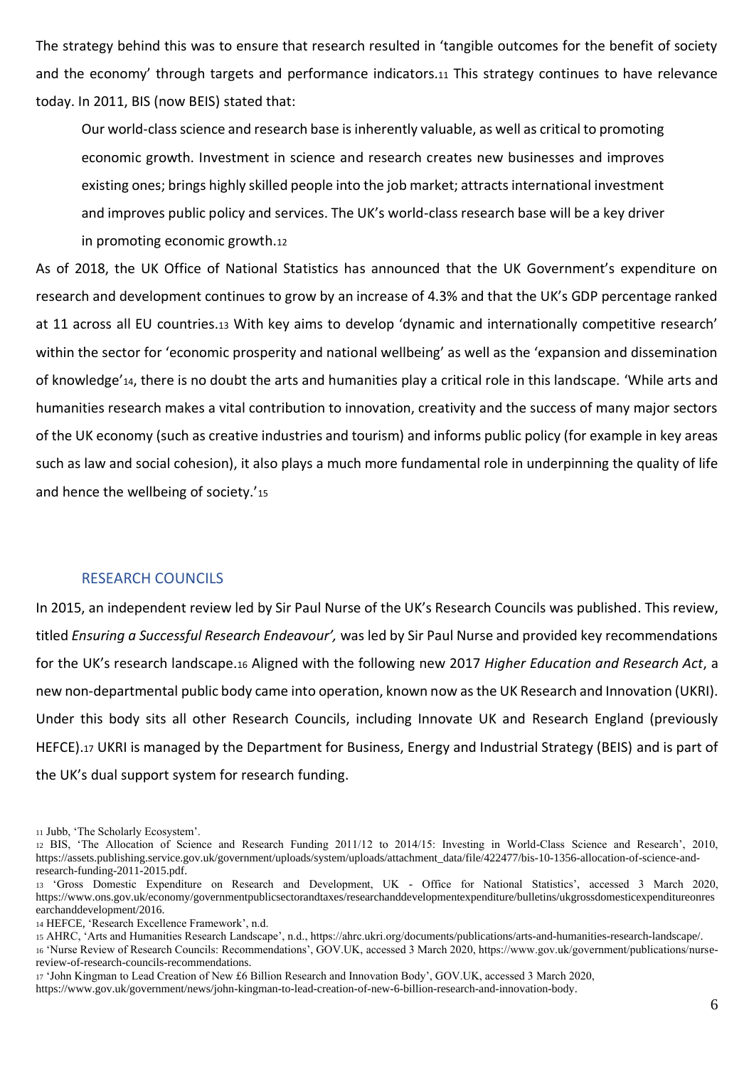The strategy behind this was to ensure that research resulted in 'tangible outcomes for the benefit of society and the economy' through targets and performance indicators.[11] This strategy continues to have relevance today. In 2011, BIS (now BEIS) stated that:

> Our world-class science and research base is inherently valuable, as well as critical to promoting economic growth. Investment in science and research creates new businesses and improves existing ones; brings highly skilled people into the job market; attracts international investment and improves public policy and services. The UK's world-class research base will be a key driver in promoting economic growth.[12]

As of 2018, the UK Office of National Statistics has announced that the UK Government's expenditure on research and development continues to grow by an increase of 4.3% and that the UK's GDP percentage ranked at 11 across all EU countries.[13] With key aims to develop 'dynamic and internationally competitive research' within the sector for 'economic prosperity and national wellbeing' as well as the 'expansion and dissemination of knowledge'[14], there is no doubt the arts and humanities play a critical role in this landscape. 'While arts and humanities research makes a vital contribution to innovation, creativity and the success of many major sectors of the UK economy (such as creative industries and tourism) and informs public policy (for example in key areas such as law and social cohesion), it also plays a much more fundamental role in underpinning the quality of life and hence the wellbeing of society.'[15]

## RESEARCH COUNCILS

In 2015, an independent review led by Sir Paul Nurse of the UK's Research Councils was published. This review, titled *Ensuring a Successful Research Endeavour',* was led by Sir Paul Nurse and provided key recommendations for the UK's research landscape.[16] Aligned with the following new 2017 *Higher Education and Research Act*, a new non-departmental public body came into operation, known now as the UK Research and Innovation (UKRI). Under this body sits all other Research Councils, including Innovate UK and Research England (previously HEFCE).[17] UKRI is managed by the Department for Business, Energy and Industrial Strategy (BEIS) and is part of the UK's dual support system for research funding.

---

[11] Jubb, 'The Scholarly Ecosystem'.

[12] BIS, 'The Allocation of Science and Research Funding 2011/12 to 2014/15: Investing in World-Class Science and Research', 2010, https://assets.publishing.service.gov.uk/government/uploads/system/uploads/attachment_data/file/422477/bis-10-1356-allocation-of-science-and-research-funding-2011-2015.pdf.

[13] 'Gross Domestic Expenditure on Research and Development, UK - Office for National Statistics', accessed 3 March 2020, https://www.ons.gov.uk/economy/governmentpublicsectorandtaxes/researchanddevelopmentexpenditure/bulletins/ukgrossdomesticexpenditureonresearchanddevelopment/2016.

[14] HEFCE, 'Research Excellence Framework', n.d.

[15] AHRC, 'Arts and Humanities Research Landscape', n.d., https://ahrc.ukri.org/documents/publications/arts-and-humanities-research-landscape/.

[16] 'Nurse Review of Research Councils: Recommendations', GOV.UK, accessed 3 March 2020, https://www.gov.uk/government/publications/nurse-review-of-research-councils-recommendations.

[17] 'John Kingman to Lead Creation of New £6 Billion Research and Innovation Body', GOV.UK, accessed 3 March 2020, https://www.gov.uk/government/news/john-kingman-to-lead-creation-of-new-6-billion-research-and-innovation-body.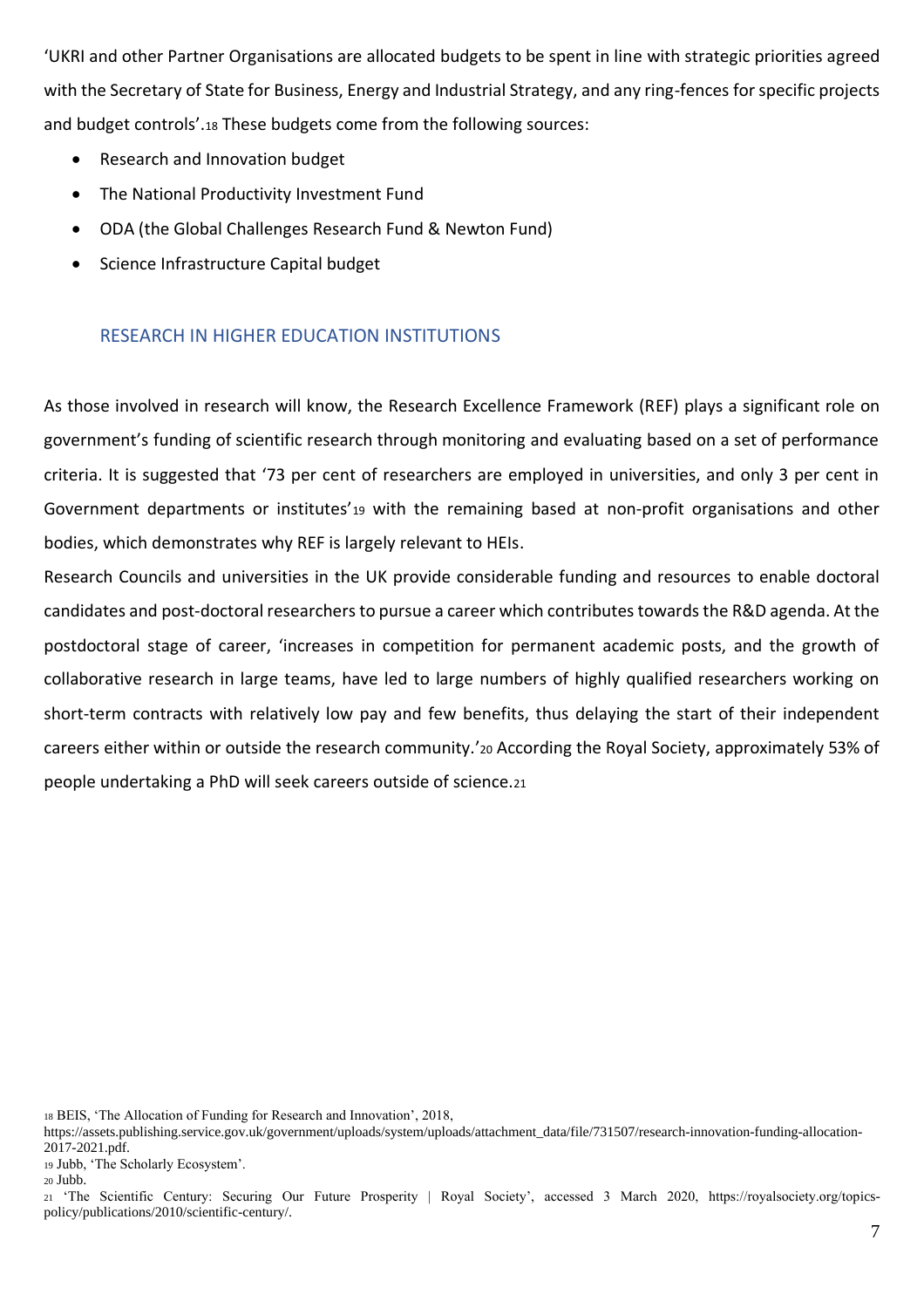'UKRI and other Partner Organisations are allocated budgets to be spent in line with strategic priorities agreed with the Secretary of State for Business, Energy and Industrial Strategy, and any ring-fences for specific projects and budget controls'.[18] These budgets come from the following sources:

- Research and Innovation budget
- The National Productivity Investment Fund
- ODA (the Global Challenges Research Fund & Newton Fund)
- Science Infrastructure Capital budget

## RESEARCH IN HIGHER EDUCATION INSTITUTIONS

As those involved in research will know, the Research Excellence Framework (REF) plays a significant role on government's funding of scientific research through monitoring and evaluating based on a set of performance criteria. It is suggested that '73 per cent of researchers are employed in universities, and only 3 per cent in Government departments or institutes'[19] with the remaining based at non-profit organisations and other bodies, which demonstrates why REF is largely relevant to HEIs.

Research Councils and universities in the UK provide considerable funding and resources to enable doctoral candidates and post-doctoral researchers to pursue a career which contributes towards the R&D agenda. At the postdoctoral stage of career, 'increases in competition for permanent academic posts, and the growth of collaborative research in large teams, have led to large numbers of highly qualified researchers working on short-term contracts with relatively low pay and few benefits, thus delaying the start of their independent careers either within or outside the research community.'[20] According the Royal Society, approximately 53% of people undertaking a PhD will seek careers outside of science.[21]

[18] BEIS, 'The Allocation of Funding for Research and Innovation', 2018, https://assets.publishing.service.gov.uk/government/uploads/system/uploads/attachment_data/file/731507/research-innovation-funding-allocation-2017-2021.pdf.

[19] Jubb, 'The Scholarly Ecosystem'.

[20] Jubb.

[21] 'The Scientific Century: Securing Our Future Prosperity | Royal Society', accessed 3 March 2020, https://royalsociety.org/topics-policy/publications/2010/scientific-century/.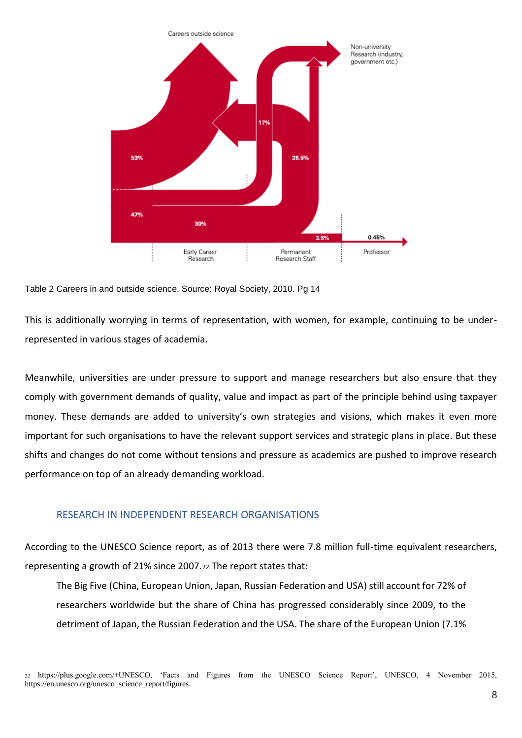Table 2 Careers in and outside science. Source: Royal Society, 2010. Pg 14

This is additionally worrying in terms of representation, with women, for example, continuing to be under-represented in various stages of academia.

Meanwhile, universities are under pressure to support and manage researchers but also ensure that they comply with government demands of quality, value and impact as part of the principle behind using taxpayer money. These demands are added to university's own strategies and visions, which makes it even more important for such organisations to have the relevant support services and strategic plans in place. But these shifts and changes do not come without tensions and pressure as academics are pushed to improve research performance on top of an already demanding workload.

## RESEARCH IN INDEPENDENT RESEARCH ORGANISATIONS

According to the UNESCO Science report, as of 2013 there were 7.8 million full-time equivalent researchers, representing a growth of 21% since 2007.[22] The report states that:

> The Big Five (China, European Union, Japan, Russian Federation and USA) still account for 72% of researchers worldwide but the share of China has progressed considerably since 2009, to the detriment of Japan, the Russian Federation and the USA. The share of the European Union (7.1%

[22] https://plus.google.com/+UNESCO, 'Facts and Figures from the UNESCO Science Report', UNESCO, 4 November 2015, https://en.unesco.org/unesco_science_report/figures.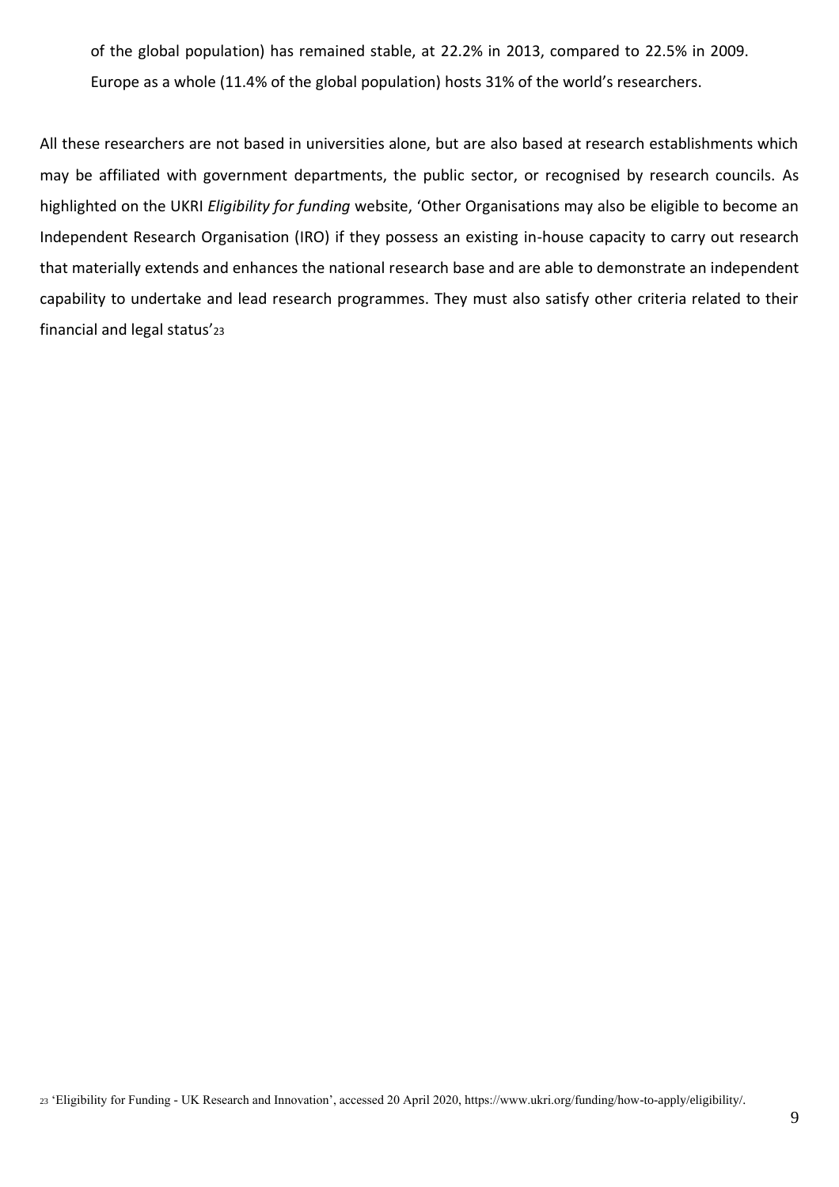of the global population) has remained stable, at 22.2% in 2013, compared to 22.5% in 2009. Europe as a whole (11.4% of the global population) hosts 31% of the world's researchers.

All these researchers are not based in universities alone, but are also based at research establishments which may be affiliated with government departments, the public sector, or recognised by research councils. As highlighted on the UKRI *Eligibility for funding* website, 'Other Organisations may also be eligible to become an Independent Research Organisation (IRO) if they possess an existing in-house capacity to carry out research that materially extends and enhances the national research base and are able to demonstrate an independent capability to undertake and lead research programmes. They must also satisfy other criteria related to their financial and legal status'[23]

[23] 'Eligibility for Funding - UK Research and Innovation', accessed 20 April 2020, https://www.ukri.org/funding/how-to-apply/eligibility/.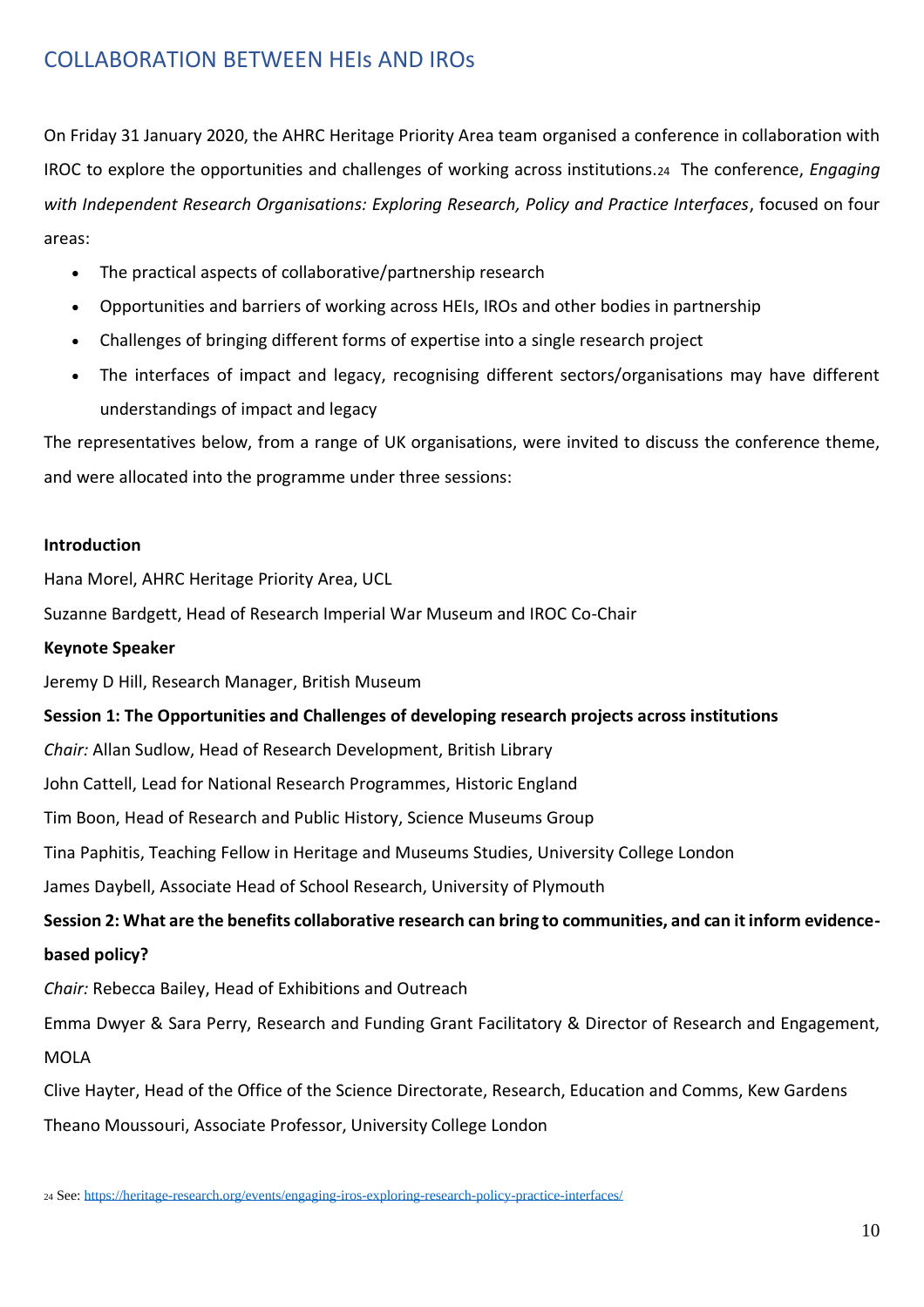## COLLABORATION BETWEEN HEIs AND IROs

On Friday 31 January 2020, the AHRC Heritage Priority Area team organised a conference in collaboration with IROC to explore the opportunities and challenges of working across institutions.[24] The conference, *Engaging with Independent Research Organisations: Exploring Research, Policy and Practice Interfaces*, focused on four areas:

- The practical aspects of collaborative/partnership research
- Opportunities and barriers of working across HEIs, IROs and other bodies in partnership
- Challenges of bringing different forms of expertise into a single research project
- The interfaces of impact and legacy, recognising different sectors/organisations may have different understandings of impact and legacy

The representatives below, from a range of UK organisations, were invited to discuss the conference theme, and were allocated into the programme under three sessions:

**Introduction**

Hana Morel, AHRC Heritage Priority Area, UCL

Suzanne Bardgett, Head of Research Imperial War Museum and IROC Co-Chair

**Keynote Speaker**

Jeremy D Hill, Research Manager, British Museum

**Session 1: The Opportunities and Challenges of developing research projects across institutions**

*Chair:* Allan Sudlow, Head of Research Development, British Library

John Cattell, Lead for National Research Programmes, Historic England

Tim Boon, Head of Research and Public History, Science Museums Group

Tina Paphitis, Teaching Fellow in Heritage and Museums Studies, University College London

James Daybell, Associate Head of School Research, University of Plymouth

**Session 2: What are the benefits collaborative research can bring to communities, and can it inform evidence-based policy?**

*Chair:* Rebecca Bailey, Head of Exhibitions and Outreach

Emma Dwyer & Sara Perry, Research and Funding Grant Facilitatory & Director of Research and Engagement, MOLA

Clive Hayter, Head of the Office of the Science Directorate, Research, Education and Comms, Kew Gardens

Theano Moussouri, Associate Professor, University College London

[24] See: https://heritage-research.org/events/engaging-iros-exploring-research-policy-practice-interfaces/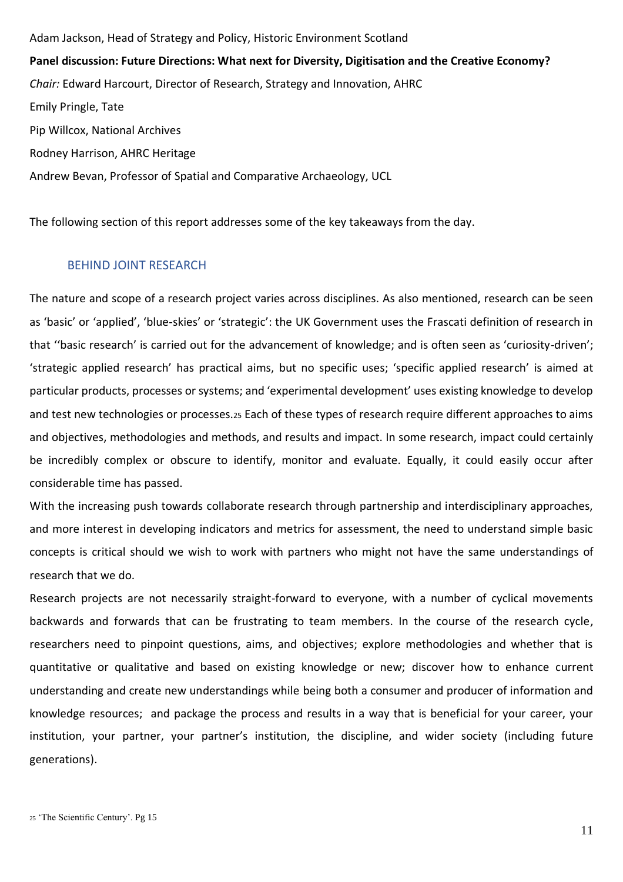Adam Jackson, Head of Strategy and Policy, Historic Environment Scotland

**Panel discussion: Future Directions: What next for Diversity, Digitisation and the Creative Economy?**

*Chair:* Edward Harcourt, Director of Research, Strategy and Innovation, AHRC

Emily Pringle, Tate

Pip Willcox, National Archives

Rodney Harrison, AHRC Heritage

Andrew Bevan, Professor of Spatial and Comparative Archaeology, UCL

The following section of this report addresses some of the key takeaways from the day.

## BEHIND JOINT RESEARCH

The nature and scope of a research project varies across disciplines. As also mentioned, research can be seen as 'basic' or 'applied', 'blue-skies' or 'strategic': the UK Government uses the Frascati definition of research in that ''basic research' is carried out for the advancement of knowledge; and is often seen as 'curiosity-driven'; 'strategic applied research' has practical aims, but no specific uses; 'specific applied research' is aimed at particular products, processes or systems; and 'experimental development' uses existing knowledge to develop and test new technologies or processes.[25] Each of these types of research require different approaches to aims and objectives, methodologies and methods, and results and impact. In some research, impact could certainly be incredibly complex or obscure to identify, monitor and evaluate. Equally, it could easily occur after considerable time has passed.

With the increasing push towards collaborate research through partnership and interdisciplinary approaches, and more interest in developing indicators and metrics for assessment, the need to understand simple basic concepts is critical should we wish to work with partners who might not have the same understandings of research that we do.

Research projects are not necessarily straight-forward to everyone, with a number of cyclical movements backwards and forwards that can be frustrating to team members. In the course of the research cycle, researchers need to pinpoint questions, aims, and objectives; explore methodologies and whether that is quantitative or qualitative and based on existing knowledge or new; discover how to enhance current understanding and create new understandings while being both a consumer and producer of information and knowledge resources; and package the process and results in a way that is beneficial for your career, your institution, your partner, your partner's institution, the discipline, and wider society (including future generations).

[25] 'The Scientific Century'. Pg 15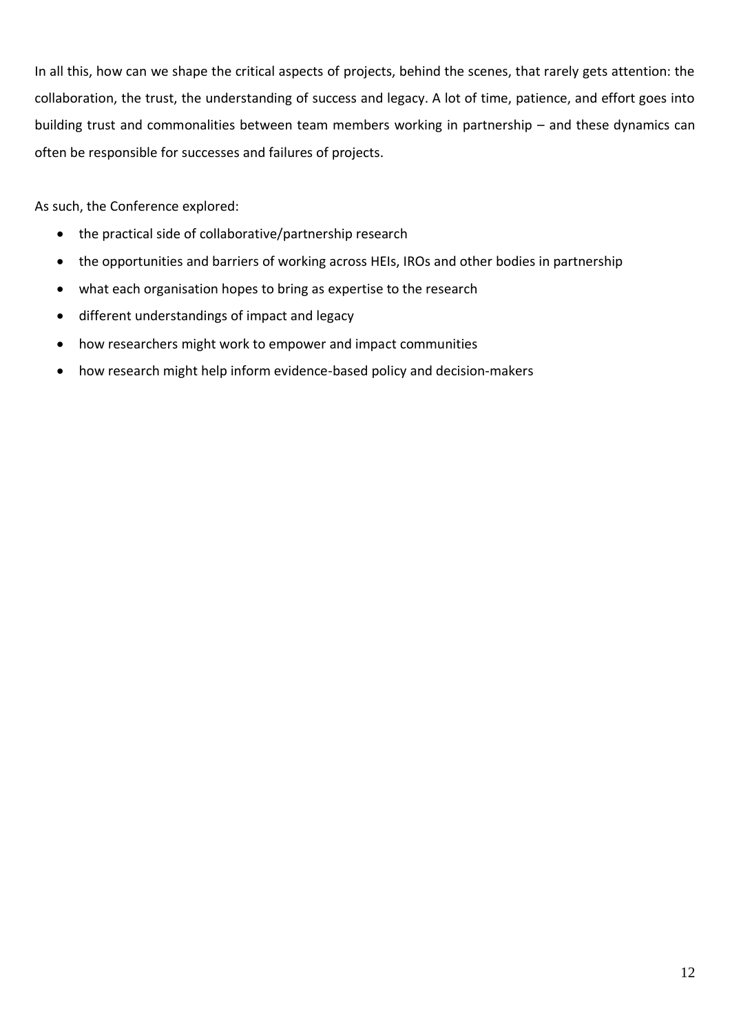In all this, how can we shape the critical aspects of projects, behind the scenes, that rarely gets attention: the collaboration, the trust, the understanding of success and legacy. A lot of time, patience, and effort goes into building trust and commonalities between team members working in partnership – and these dynamics can often be responsible for successes and failures of projects.

As such, the Conference explored:

- the practical side of collaborative/partnership research
- the opportunities and barriers of working across HEIs, IROs and other bodies in partnership
- what each organisation hopes to bring as expertise to the research
- different understandings of impact and legacy
- how researchers might work to empower and impact communities
- how research might help inform evidence-based policy and decision-makers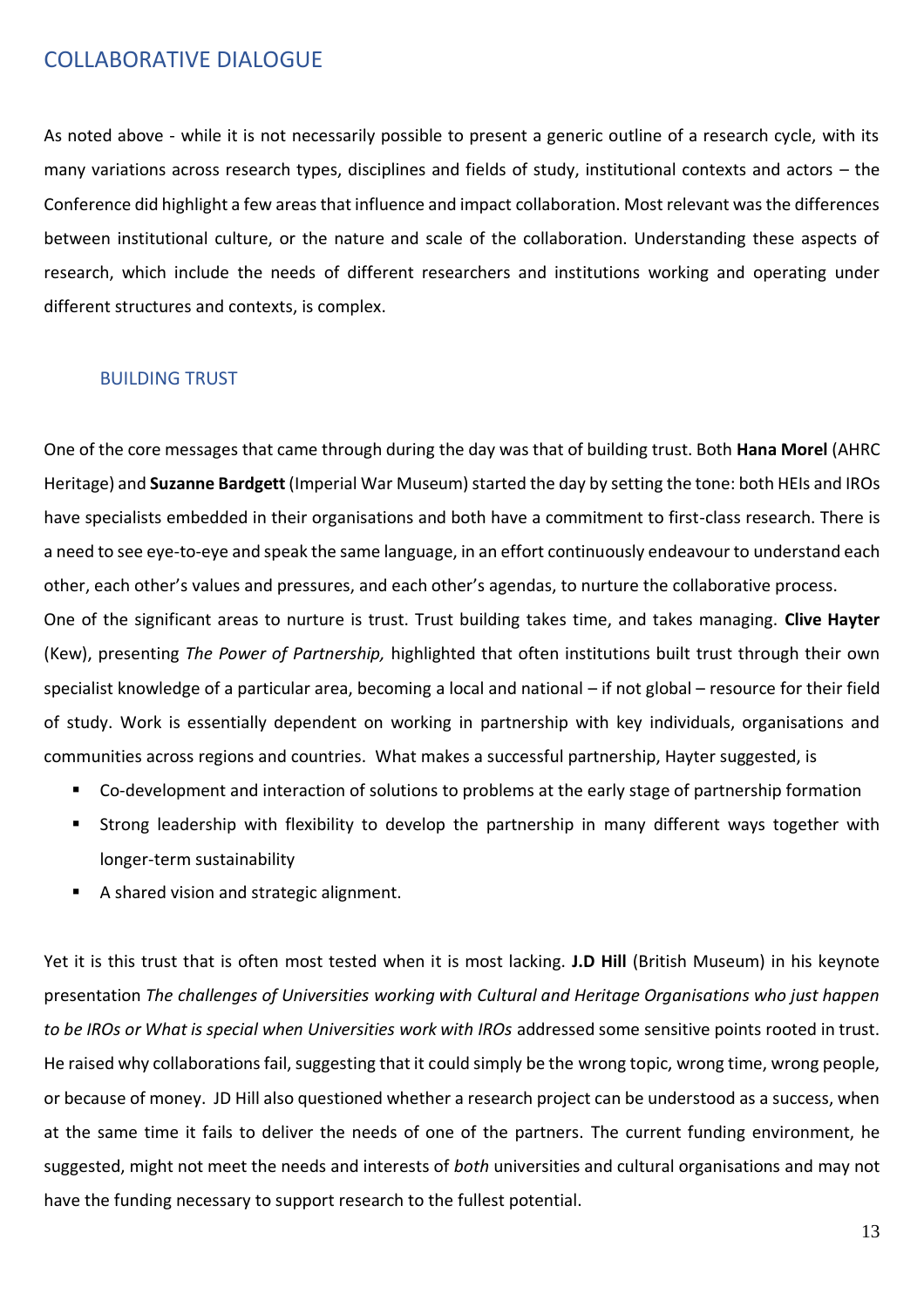# COLLABORATIVE DIALOGUE

As noted above - while it is not necessarily possible to present a generic outline of a research cycle, with its many variations across research types, disciplines and fields of study, institutional contexts and actors – the Conference did highlight a few areas that influence and impact collaboration. Most relevant was the differences between institutional culture, or the nature and scale of the collaboration. Understanding these aspects of research, which include the needs of different researchers and institutions working and operating under different structures and contexts, is complex.

## BUILDING TRUST

One of the core messages that came through during the day was that of building trust. Both **Hana Morel** (AHRC Heritage) and **Suzanne Bardgett** (Imperial War Museum) started the day by setting the tone: both HEIs and IROs have specialists embedded in their organisations and both have a commitment to first-class research. There is a need to see eye-to-eye and speak the same language, in an effort continuously endeavour to understand each other, each other's values and pressures, and each other's agendas, to nurture the collaborative process.

One of the significant areas to nurture is trust. Trust building takes time, and takes managing. **Clive Hayter** (Kew), presenting *The Power of Partnership,* highlighted that often institutions built trust through their own specialist knowledge of a particular area, becoming a local and national – if not global – resource for their field of study. Work is essentially dependent on working in partnership with key individuals, organisations and communities across regions and countries. What makes a successful partnership, Hayter suggested, is

- Co-development and interaction of solutions to problems at the early stage of partnership formation
- Strong leadership with flexibility to develop the partnership in many different ways together with longer-term sustainability
- A shared vision and strategic alignment.

Yet it is this trust that is often most tested when it is most lacking. **J.D Hill** (British Museum) in his keynote presentation *The challenges of Universities working with Cultural and Heritage Organisations who just happen to be IROs or What is special when Universities work with IROs* addressed some sensitive points rooted in trust. He raised why collaborations fail, suggesting that it could simply be the wrong topic, wrong time, wrong people, or because of money. JD Hill also questioned whether a research project can be understood as a success, when at the same time it fails to deliver the needs of one of the partners. The current funding environment, he suggested, might not meet the needs and interests of *both* universities and cultural organisations and may not have the funding necessary to support research to the fullest potential.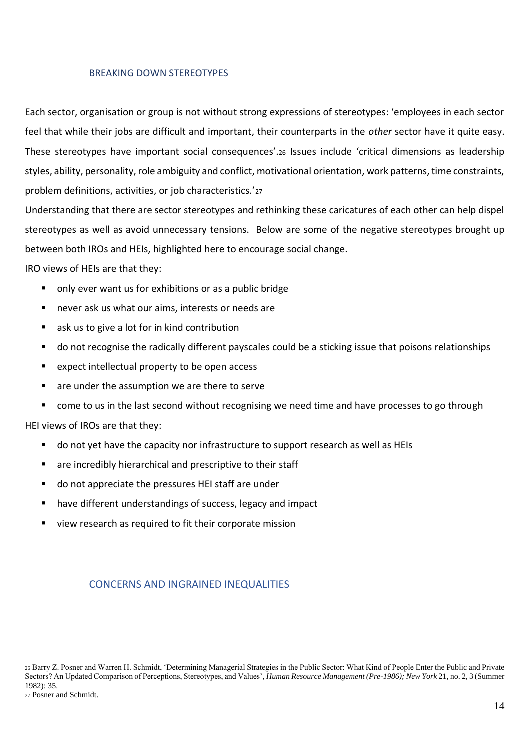## BREAKING DOWN STEREOTYPES

Each sector, organisation or group is not without strong expressions of stereotypes: 'employees in each sector feel that while their jobs are difficult and important, their counterparts in the *other* sector have it quite easy. These stereotypes have important social consequences'.[26] Issues include 'critical dimensions as leadership styles, ability, personality, role ambiguity and conflict, motivational orientation, work patterns, time constraints, problem definitions, activities, or job characteristics.'[27]

Understanding that there are sector stereotypes and rethinking these caricatures of each other can help dispel stereotypes as well as avoid unnecessary tensions. Below are some of the negative stereotypes brought up between both IROs and HEIs, highlighted here to encourage social change.

IRO views of HEIs are that they:

- only ever want us for exhibitions or as a public bridge
- never ask us what our aims, interests or needs are
- ask us to give a lot for in kind contribution
- do not recognise the radically different payscales could be a sticking issue that poisons relationships
- expect intellectual property to be open access
- are under the assumption we are there to serve
- come to us in the last second without recognising we need time and have processes to go through

HEI views of IROs are that they:

- do not yet have the capacity nor infrastructure to support research as well as HEIs
- are incredibly hierarchical and prescriptive to their staff
- do not appreciate the pressures HEI staff are under
- have different understandings of success, legacy and impact
- view research as required to fit their corporate mission

## CONCERNS AND INGRAINED INEQUALITIES

[26] Barry Z. Posner and Warren H. Schmidt, 'Determining Managerial Strategies in the Public Sector: What Kind of People Enter the Public and Private Sectors? An Updated Comparison of Perceptions, Stereotypes, and Values', *Human Resource Management (Pre-1986); New York* 21, no. 2, 3 (Summer 1982): 35.

[27] Posner and Schmidt.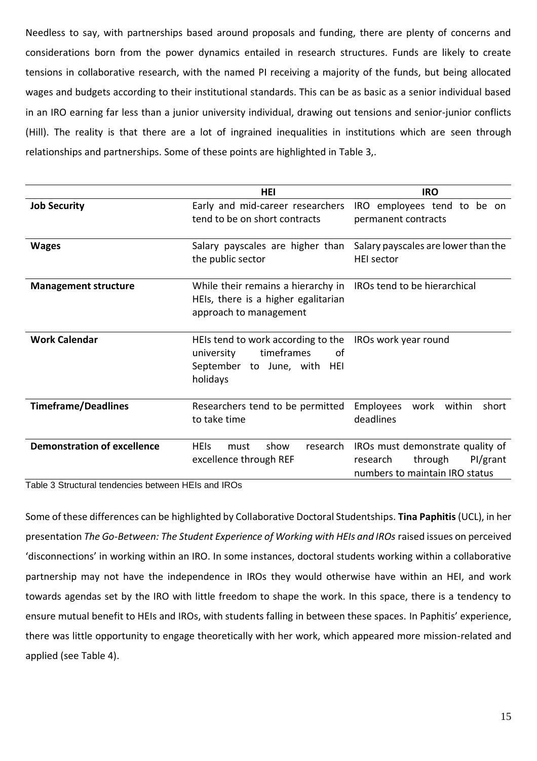Needless to say, with partnerships based around proposals and funding, there are plenty of concerns and considerations born from the power dynamics entailed in research structures. Funds are likely to create tensions in collaborative research, with the named PI receiving a majority of the funds, but being allocated wages and budgets according to their institutional standards. This can be as basic as a senior individual based in an IRO earning far less than a junior university individual, drawing out tensions and senior-junior conflicts (Hill). The reality is that there are a lot of ingrained inequalities in institutions which are seen through relationships and partnerships. Some of these points are highlighted in Table 3,.

| | HEI | IRO |
|---|---|---|
| **Job Security** | Early and mid-career researchers tend to be on short contracts | IRO employees tend to be on permanent contracts |
| **Wages** | Salary payscales are higher than the public sector | Salary payscales are lower than the HEI sector |
| **Management structure** | While their remains a hierarchy in HEIs, there is a higher egalitarian approach to management | IROs tend to be hierarchical |
| **Work Calendar** | HEIs tend to work according to the university timeframes of September to June, with HEI holidays | IROs work year round |
| **Timeframe/Deadlines** | Researchers tend to be permitted to take time | Employees work within short deadlines |
| **Demonstration of excellence** | HEIs must show research excellence through REF | IROs must demonstrate quality of research through PI/grant numbers to maintain IRO status |

Table 3 Structural tendencies between HEIs and IROs

Some of these differences can be highlighted by Collaborative Doctoral Studentships. **Tina Paphitis** (UCL), in her presentation *The Go-Between: The Student Experience of Working with HEIs and IROs* raised issues on perceived 'disconnections' in working within an IRO. In some instances, doctoral students working within a collaborative partnership may not have the independence in IROs they would otherwise have within an HEI, and work towards agendas set by the IRO with little freedom to shape the work. In this space, there is a tendency to ensure mutual benefit to HEIs and IROs, with students falling in between these spaces. In Paphitis' experience, there was little opportunity to engage theoretically with her work, which appeared more mission-related and applied (see Table 4).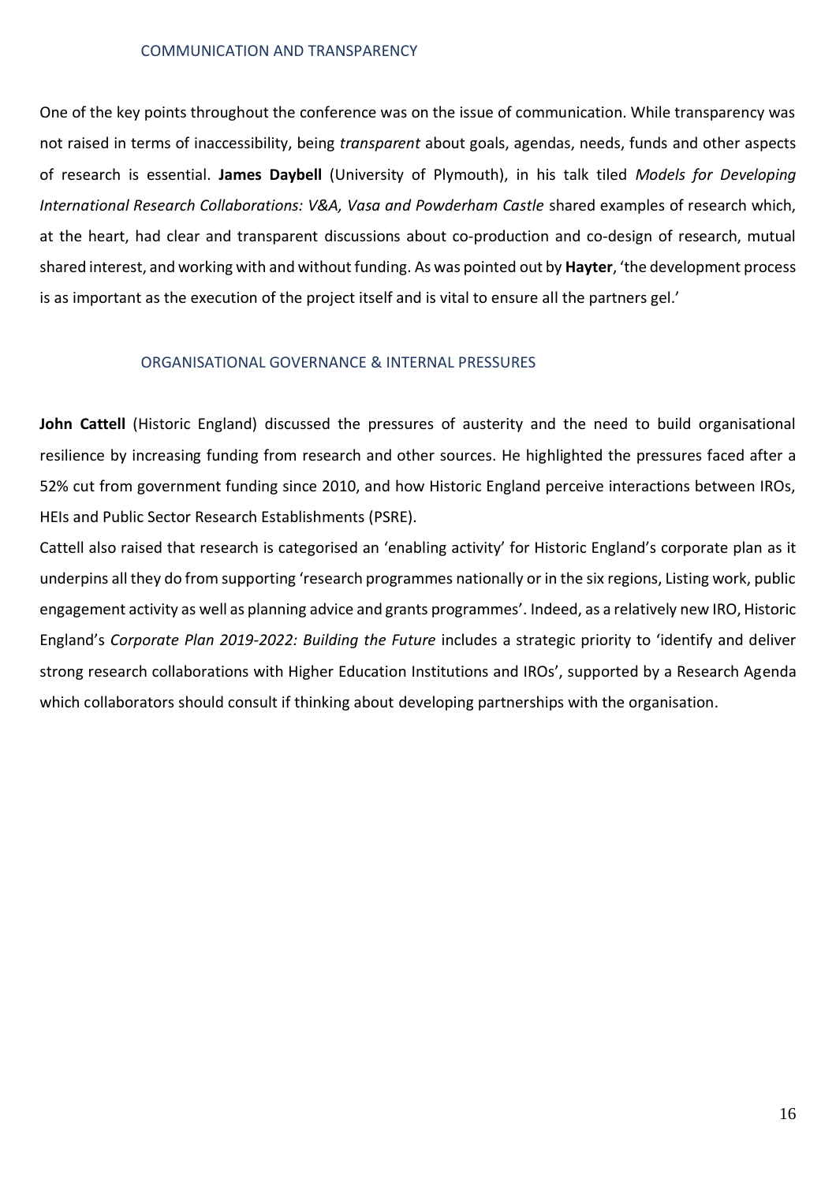## COMMUNICATION AND TRANSPARENCY

One of the key points throughout the conference was on the issue of communication. While transparency was not raised in terms of inaccessibility, being *transparent* about goals, agendas, needs, funds and other aspects of research is essential. **James Daybell** (University of Plymouth), in his talk tiled *Models for Developing International Research Collaborations: V&A, Vasa and Powderham Castle* shared examples of research which, at the heart, had clear and transparent discussions about co-production and co-design of research, mutual shared interest, and working with and without funding. As was pointed out by **Hayter**, 'the development process is as important as the execution of the project itself and is vital to ensure all the partners gel.'

## ORGANISATIONAL GOVERNANCE & INTERNAL PRESSURES

**John Cattell** (Historic England) discussed the pressures of austerity and the need to build organisational resilience by increasing funding from research and other sources. He highlighted the pressures faced after a 52% cut from government funding since 2010, and how Historic England perceive interactions between IROs, HEIs and Public Sector Research Establishments (PSRE).

Cattell also raised that research is categorised an 'enabling activity' for Historic England's corporate plan as it underpins all they do from supporting 'research programmes nationally or in the six regions, Listing work, public engagement activity as well as planning advice and grants programmes'. Indeed, as a relatively new IRO, Historic England's *Corporate Plan 2019-2022: Building the Future* includes a strategic priority to 'identify and deliver strong research collaborations with Higher Education Institutions and IROs', supported by a Research Agenda which collaborators should consult if thinking about developing partnerships with the organisation.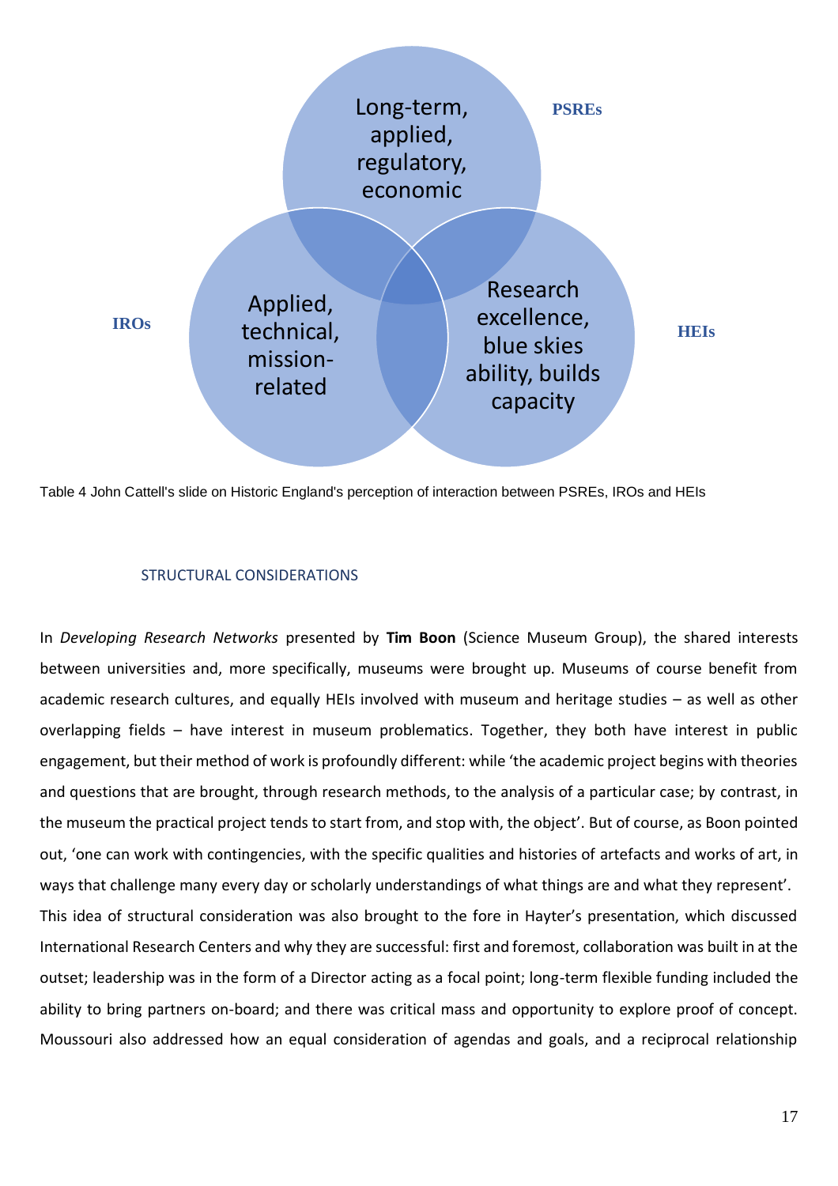PSREs

Long-term, applied, regulatory, economic

IROs

Applied, technical, mission-related

HEIs

Research excellence, blue skies ability, builds capacity

Table 4 John Cattell's slide on Historic England's perception of interaction between PSREs, IROs and HEIs

### STRUCTURAL CONSIDERATIONS

In *Developing Research Networks* presented by **Tim Boon** (Science Museum Group), the shared interests between universities and, more specifically, museums were brought up. Museums of course benefit from academic research cultures, and equally HEIs involved with museum and heritage studies – as well as other overlapping fields – have interest in museum problematics. Together, they both have interest in public engagement, but their method of work is profoundly different: while 'the academic project begins with theories and questions that are brought, through research methods, to the analysis of a particular case; by contrast, in the museum the practical project tends to start from, and stop with, the object'. But of course, as Boon pointed out, 'one can work with contingencies, with the specific qualities and histories of artefacts and works of art, in ways that challenge many every day or scholarly understandings of what things are and what they represent'.

This idea of structural consideration was also brought to the fore in Hayter's presentation, which discussed International Research Centers and why they are successful: first and foremost, collaboration was built in at the outset; leadership was in the form of a Director acting as a focal point; long-term flexible funding included the ability to bring partners on-board; and there was critical mass and opportunity to explore proof of concept. Moussouri also addressed how an equal consideration of agendas and goals, and a reciprocal relationship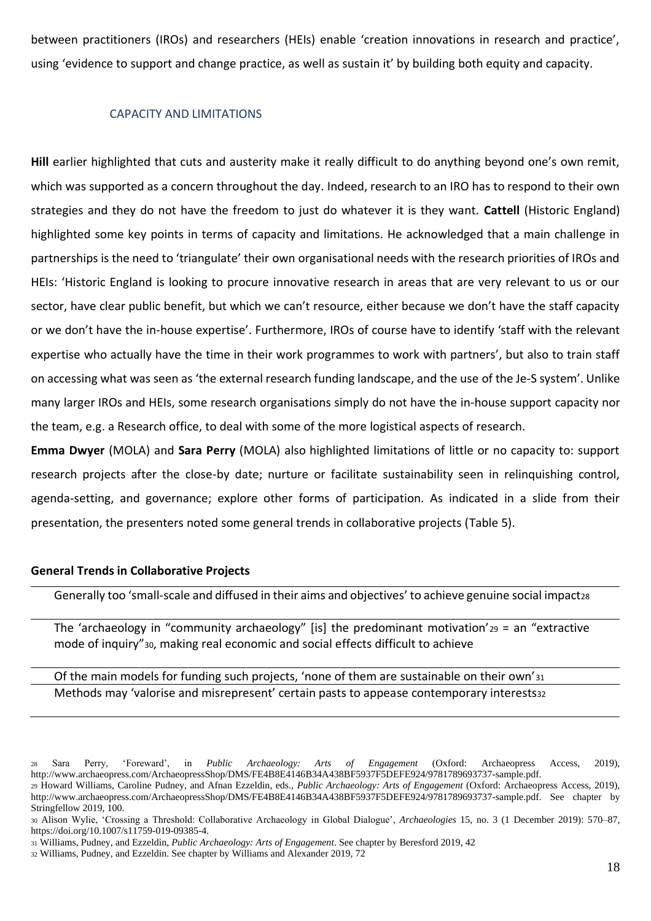between practitioners (IROs) and researchers (HEIs) enable 'creation innovations in research and practice', using 'evidence to support and change practice, as well as sustain it' by building both equity and capacity.

## CAPACITY AND LIMITATIONS

**Hill** earlier highlighted that cuts and austerity make it really difficult to do anything beyond one's own remit, which was supported as a concern throughout the day. Indeed, research to an IRO has to respond to their own strategies and they do not have the freedom to just do whatever it is they want. **Cattell** (Historic England) highlighted some key points in terms of capacity and limitations. He acknowledged that a main challenge in partnerships is the need to 'triangulate' their own organisational needs with the research priorities of IROs and HEIs: 'Historic England is looking to procure innovative research in areas that are very relevant to us or our sector, have clear public benefit, but which we can't resource, either because we don't have the staff capacity or we don't have the in-house expertise'. Furthermore, IROs of course have to identify 'staff with the relevant expertise who actually have the time in their work programmes to work with partners', but also to train staff on accessing what was seen as 'the external research funding landscape, and the use of the Je-S system'. Unlike many larger IROs and HEIs, some research organisations simply do not have the in-house support capacity nor the team, e.g. a Research office, to deal with some of the more logistical aspects of research.

**Emma Dwyer** (MOLA) and **Sara Perry** (MOLA) also highlighted limitations of little or no capacity to: support research projects after the close-by date; nurture or facilitate sustainability seen in relinquishing control, agenda-setting, and governance; explore other forms of participation. As indicated in a slide from their presentation, the presenters noted some general trends in collaborative projects (Table 5).

| **General Trends in Collaborative Projects** |
| --- |
| Generally too 'small-scale and diffused in their aims and objectives' to achieve genuine social impact[28] |
| The 'archaeology in "community archaeology" [is] the predominant motivation'[29] = an "extractive mode of inquiry"[30], making real economic and social effects difficult to achieve |
| Of the main models for funding such projects, 'none of them are sustainable on their own'[31] |
| Methods may 'valorise and misrepresent' certain pasts to appease contemporary interests[32] |

[28] Sara Perry, 'Foreward', in *Public Archaeology: Arts of Engagement* (Oxford: Archaeopress Access, 2019), http://www.archaeopress.com/ArchaeopressShop/DMS/FE4B8E4146B34A438BF5937F5DEFE924/9781789693737-sample.pdf.

[29] Howard Williams, Caroline Pudney, and Afnan Ezzeldin, eds., *Public Archaeology: Arts of Engagement* (Oxford: Archaeopress Access, 2019), http://www.archaeopress.com/ArchaeopressShop/DMS/FE4B8E4146B34A438BF5937F5DEFE924/9781789693737-sample.pdf. See chapter by Stringfellow 2019, 100.

[30] Alison Wylie, 'Crossing a Threshold: Collaborative Archaeology in Global Dialogue', *Archaeologies* 15, no. 3 (1 December 2019): 570–87, https://doi.org/10.1007/s11759-019-09385-4.

[31] Williams, Pudney, and Ezzeldin, *Public Archaeology: Arts of Engagement*. See chapter by Beresford 2019, 42

[32] Williams, Pudney, and Ezzeldin. See chapter by Williams and Alexander 2019, 72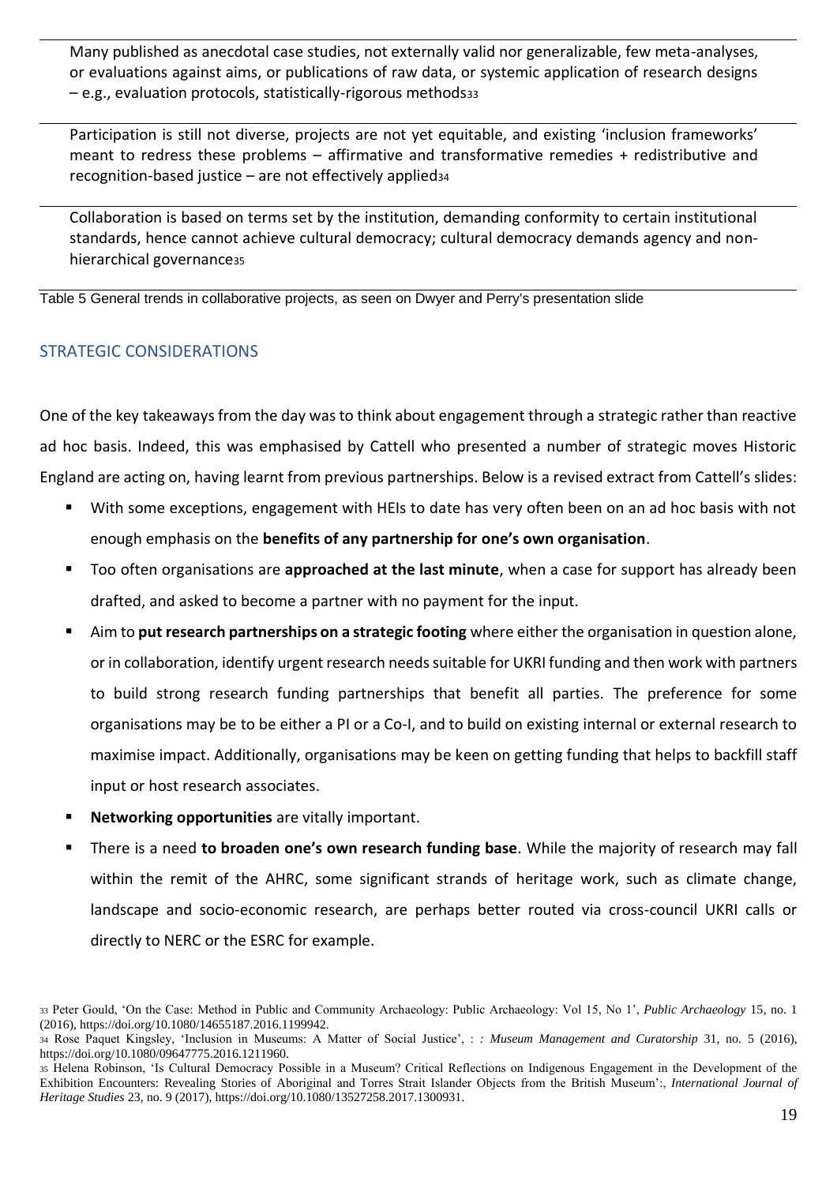| |
|---|
| Many published as anecdotal case studies, not externally valid nor generalizable, few meta-analyses, or evaluations against aims, or publications of raw data, or systemic application of research designs – e.g., evaluation protocols, statistically-rigorous methods[33] |
| Participation is still not diverse, projects are not yet equitable, and existing 'inclusion frameworks' meant to redress these problems – affirmative and transformative remedies + redistributive and recognition-based justice – are not effectively applied[34] |
| Collaboration is based on terms set by the institution, demanding conformity to certain institutional standards, hence cannot achieve cultural democracy; cultural democracy demands agency and non-hierarchical governance[35] |

Table 5 General trends in collaborative projects, as seen on Dwyer and Perry's presentation slide

## STRATEGIC CONSIDERATIONS

One of the key takeaways from the day was to think about engagement through a strategic rather than reactive ad hoc basis. Indeed, this was emphasised by Cattell who presented a number of strategic moves Historic England are acting on, having learnt from previous partnerships. Below is a revised extract from Cattell's slides:

- With some exceptions, engagement with HEIs to date has very often been on an ad hoc basis with not enough emphasis on the **benefits of any partnership for one's own organisation**.
- Too often organisations are **approached at the last minute**, when a case for support has already been drafted, and asked to become a partner with no payment for the input.
- Aim to **put research partnerships on a strategic footing** where either the organisation in question alone, or in collaboration, identify urgent research needs suitable for UKRI funding and then work with partners to build strong research funding partnerships that benefit all parties. The preference for some organisations may be to be either a PI or a Co-I, and to build on existing internal or external research to maximise impact. Additionally, organisations may be keen on getting funding that helps to backfill staff input or host research associates.
- **Networking opportunities** are vitally important.
- There is a need **to broaden one's own research funding base**. While the majority of research may fall within the remit of the AHRC, some significant strands of heritage work, such as climate change, landscape and socio-economic research, are perhaps better routed via cross-council UKRI calls or directly to NERC or the ESRC for example.

---

[33] Peter Gould, 'On the Case: Method in Public and Community Archaeology: Public Archaeology: Vol 15, No 1', *Public Archaeology* 15, no. 1 (2016), https://doi.org/10.1080/14655187.2016.1199942.

[34] Rose Paquet Kingsley, 'Inclusion in Museums: A Matter of Social Justice', : *: Museum Management and Curatorship* 31, no. 5 (2016), https://doi.org/10.1080/09647775.2016.1211960.

[35] Helena Robinson, 'Is Cultural Democracy Possible in a Museum? Critical Reflections on Indigenous Engagement in the Development of the Exhibition Encounters: Revealing Stories of Aboriginal and Torres Strait Islander Objects from the British Museum':, *International Journal of Heritage Studies* 23, no. 9 (2017), https://doi.org/10.1080/13527258.2017.1300931.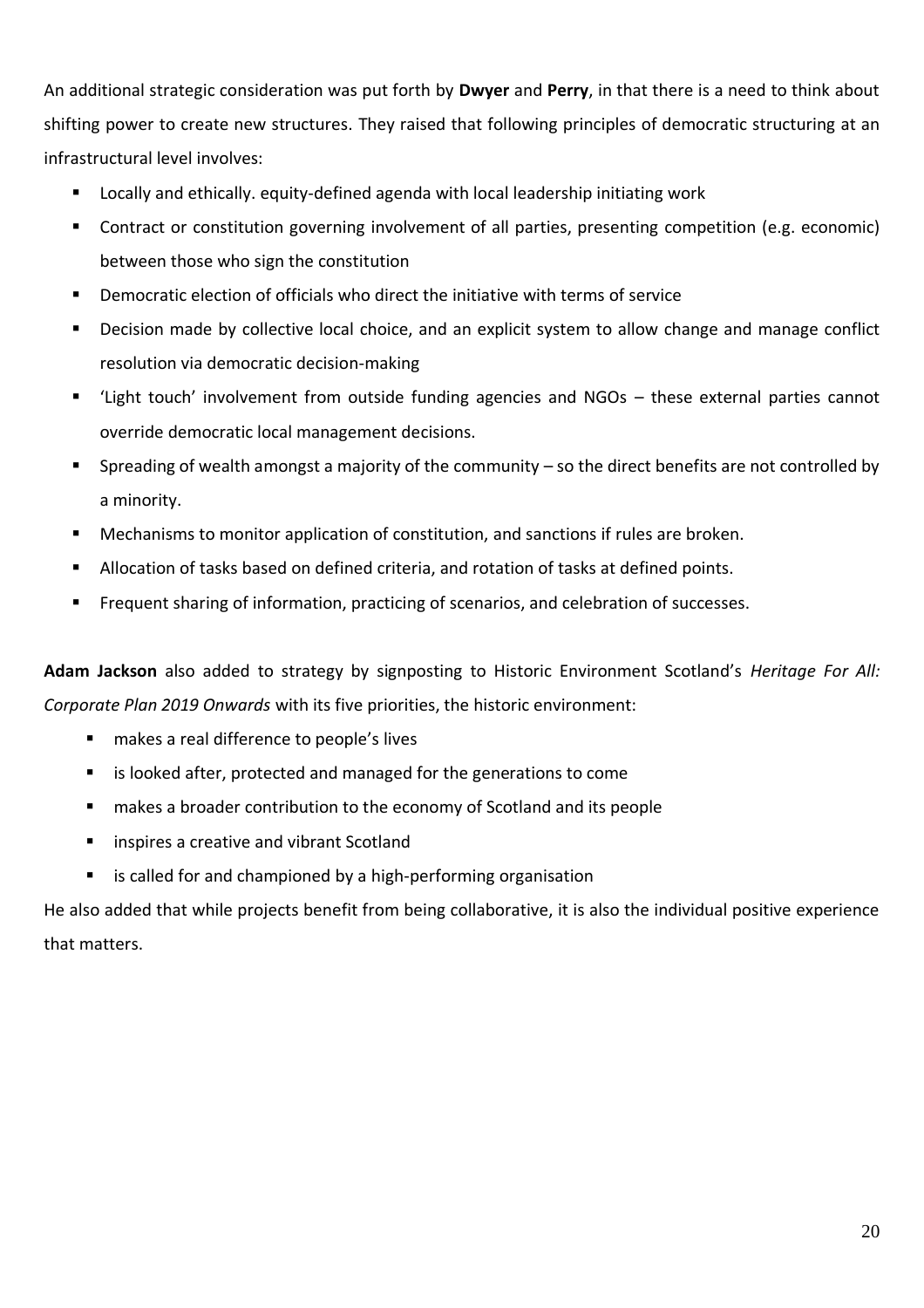An additional strategic consideration was put forth by **Dwyer** and **Perry**, in that there is a need to think about shifting power to create new structures. They raised that following principles of democratic structuring at an infrastructural level involves:

- Locally and ethically. equity-defined agenda with local leadership initiating work
- Contract or constitution governing involvement of all parties, presenting competition (e.g. economic) between those who sign the constitution
- Democratic election of officials who direct the initiative with terms of service
- Decision made by collective local choice, and an explicit system to allow change and manage conflict resolution via democratic decision-making
- 'Light touch' involvement from outside funding agencies and NGOs – these external parties cannot override democratic local management decisions.
- Spreading of wealth amongst a majority of the community – so the direct benefits are not controlled by a minority.
- Mechanisms to monitor application of constitution, and sanctions if rules are broken.
- Allocation of tasks based on defined criteria, and rotation of tasks at defined points.
- Frequent sharing of information, practicing of scenarios, and celebration of successes.

**Adam Jackson** also added to strategy by signposting to Historic Environment Scotland's *Heritage For All: Corporate Plan 2019 Onwards* with its five priorities, the historic environment:

- makes a real difference to people's lives
- is looked after, protected and managed for the generations to come
- makes a broader contribution to the economy of Scotland and its people
- inspires a creative and vibrant Scotland
- is called for and championed by a high-performing organisation

He also added that while projects benefit from being collaborative, it is also the individual positive experience that matters.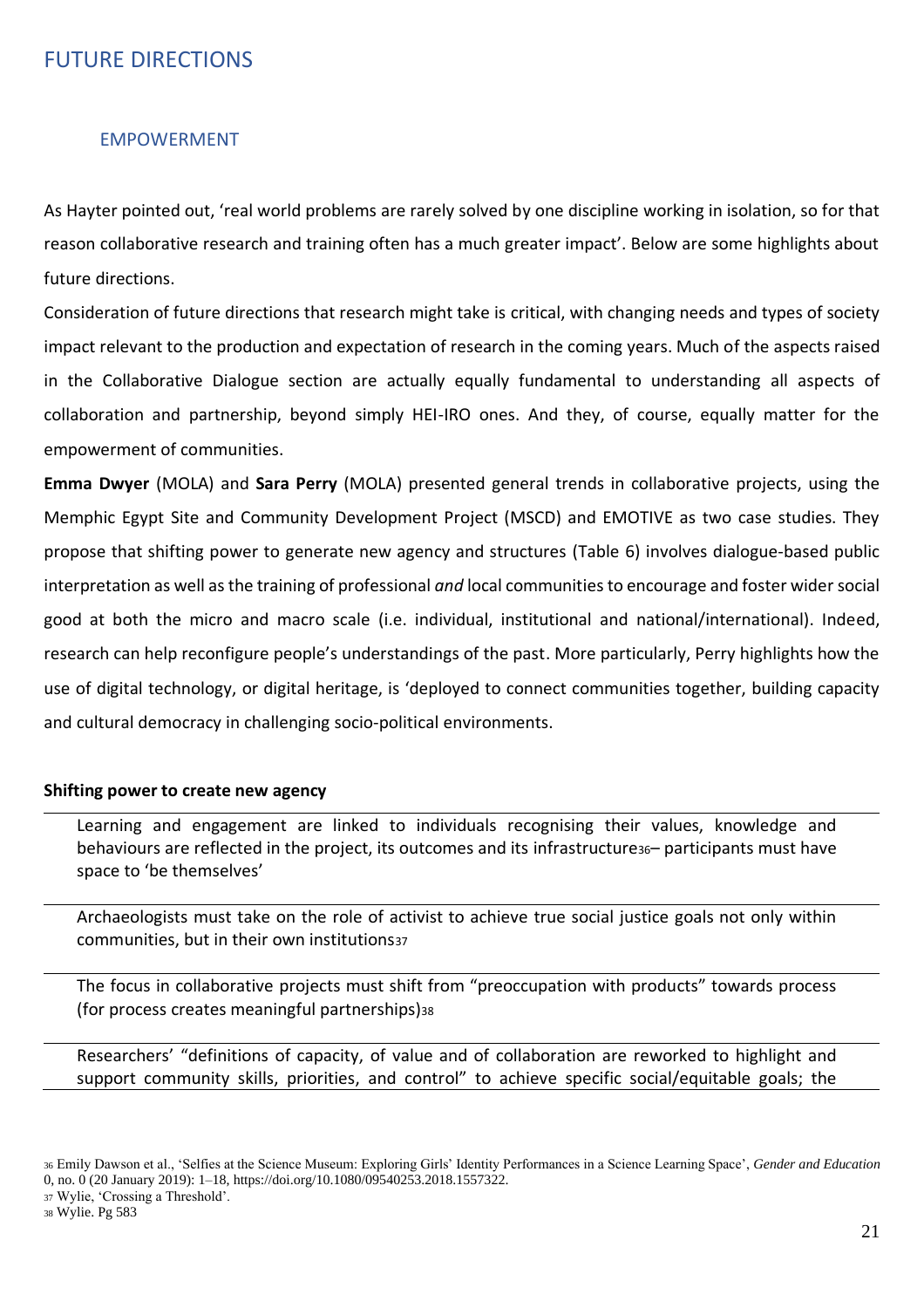# FUTURE DIRECTIONS

## EMPOWERMENT

As Hayter pointed out, 'real world problems are rarely solved by one discipline working in isolation, so for that reason collaborative research and training often has a much greater impact'. Below are some highlights about future directions.

Consideration of future directions that research might take is critical, with changing needs and types of society impact relevant to the production and expectation of research in the coming years. Much of the aspects raised in the Collaborative Dialogue section are actually equally fundamental to understanding all aspects of collaboration and partnership, beyond simply HEI-IRO ones. And they, of course, equally matter for the empowerment of communities.

**Emma Dwyer** (MOLA) and **Sara Perry** (MOLA) presented general trends in collaborative projects, using the Memphic Egypt Site and Community Development Project (MSCD) and EMOTIVE as two case studies. They propose that shifting power to generate new agency and structures (Table 6) involves dialogue-based public interpretation as well as the training of professional *and* local communities to encourage and foster wider social good at both the micro and macro scale (i.e. individual, institutional and national/international). Indeed, research can help reconfigure people's understandings of the past. More particularly, Perry highlights how the use of digital technology, or digital heritage, is 'deployed to connect communities together, building capacity and cultural democracy in challenging socio-political environments.

| **Shifting power to create new agency** |
|---|
| Learning and engagement are linked to individuals recognising their values, knowledge and behaviours are reflected in the project, its outcomes and its infrastructure[36]– participants must have space to 'be themselves' |
| Archaeologists must take on the role of activist to achieve true social justice goals not only within communities, but in their own institutions[37] |
| The focus in collaborative projects must shift from "preoccupation with products" towards process (for process creates meaningful partnerships)[38] |
| Researchers' "definitions of capacity, of value and of collaboration are reworked to highlight and support community skills, priorities, and control" to achieve specific social/equitable goals; the |

[36] Emily Dawson et al., 'Selfies at the Science Museum: Exploring Girls' Identity Performances in a Science Learning Space', *Gender and Education* 0, no. 0 (20 January 2019): 1–18, https://doi.org/10.1080/09540253.2018.1557322.

[37] Wylie, 'Crossing a Threshold'.

[38] Wylie. Pg 583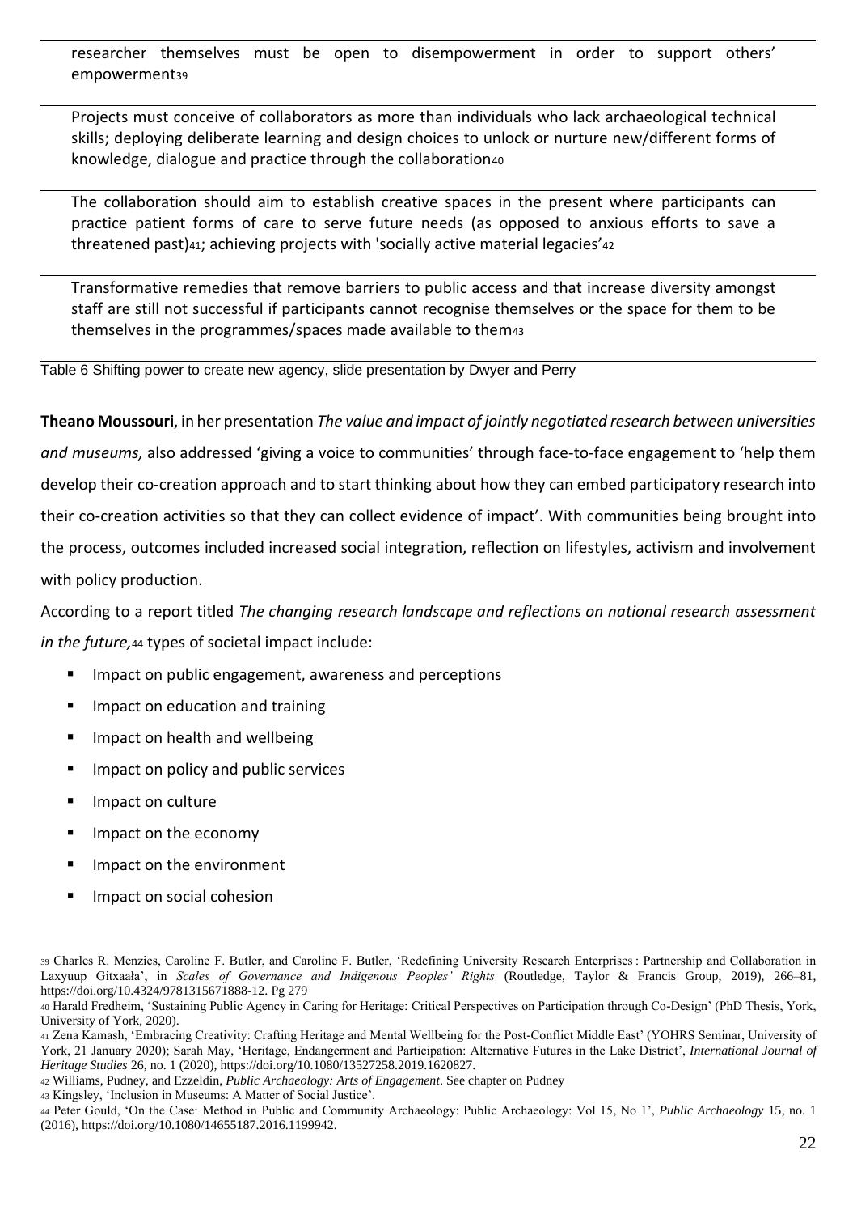| |
|---|
| researcher themselves must be open to disempowerment in order to support others' empowerment[39] |
| Projects must conceive of collaborators as more than individuals who lack archaeological technical skills; deploying deliberate learning and design choices to unlock or nurture new/different forms of knowledge, dialogue and practice through the collaboration[40] |
| The collaboration should aim to establish creative spaces in the present where participants can practice patient forms of care to serve future needs (as opposed to anxious efforts to save a threatened past)[41]; achieving projects with 'socially active material legacies'[42] |
| Transformative remedies that remove barriers to public access and that increase diversity amongst staff are still not successful if participants cannot recognise themselves or the space for them to be themselves in the programmes/spaces made available to them[43] |

Table 6 Shifting power to create new agency, slide presentation by Dwyer and Perry

**Theano Moussouri**, in her presentation *The value and impact of jointly negotiated research between universities and museums,* also addressed 'giving a voice to communities' through face-to-face engagement to 'help them develop their co-creation approach and to start thinking about how they can embed participatory research into their co-creation activities so that they can collect evidence of impact'. With communities being brought into the process, outcomes included increased social integration, reflection on lifestyles, activism and involvement with policy production.

According to a report titled *The changing research landscape and reflections on national research assessment in the future,*[44] types of societal impact include:

- Impact on public engagement, awareness and perceptions
- Impact on education and training
- Impact on health and wellbeing
- Impact on policy and public services
- Impact on culture
- Impact on the economy
- Impact on the environment
- Impact on social cohesion

[39] Charles R. Menzies, Caroline F. Butler, and Caroline F. Butler, 'Redefining University Research Enterprises : Partnership and Collaboration in Laxyuup Gitxaała', in *Scales of Governance and Indigenous Peoples' Rights* (Routledge, Taylor & Francis Group, 2019), 266–81, https://doi.org/10.4324/9781315671888-12. Pg 279

[40] Harald Fredheim, 'Sustaining Public Agency in Caring for Heritage: Critical Perspectives on Participation through Co-Design' (PhD Thesis, York, University of York, 2020).

[41] Zena Kamash, 'Embracing Creativity: Crafting Heritage and Mental Wellbeing for the Post-Conflict Middle East' (YOHRS Seminar, University of York, 21 January 2020); Sarah May, 'Heritage, Endangerment and Participation: Alternative Futures in the Lake District', *International Journal of Heritage Studies* 26, no. 1 (2020), https://doi.org/10.1080/13527258.2019.1620827.

[42] Williams, Pudney, and Ezzeldin, *Public Archaeology: Arts of Engagement*. See chapter on Pudney

[43] Kingsley, 'Inclusion in Museums: A Matter of Social Justice'.

[44] Peter Gould, 'On the Case: Method in Public and Community Archaeology: Public Archaeology: Vol 15, No 1', *Public Archaeology* 15, no. 1 (2016), https://doi.org/10.1080/14655187.2016.1199942.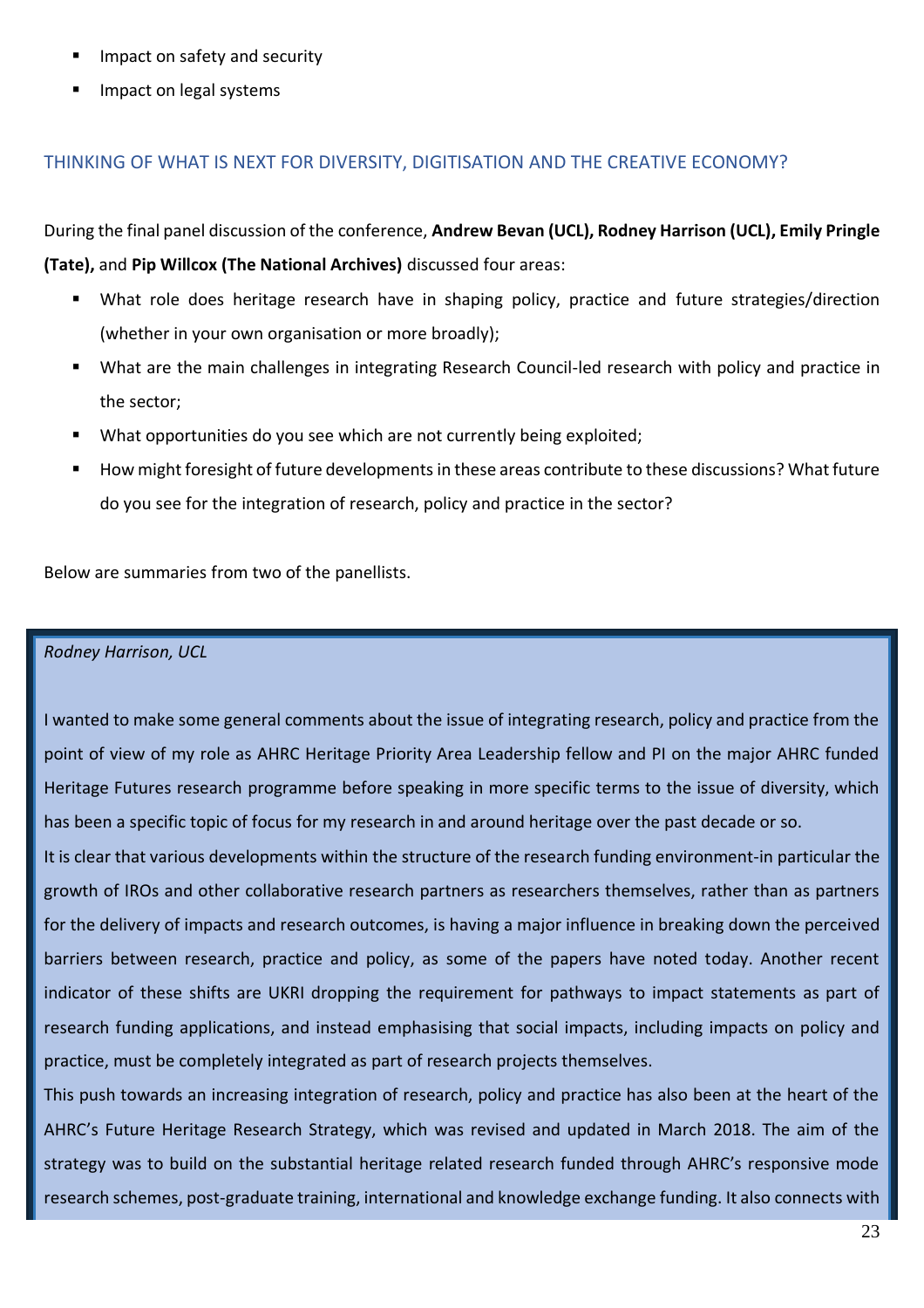- Impact on safety and security
- Impact on legal systems

## THINKING OF WHAT IS NEXT FOR DIVERSITY, DIGITISATION AND THE CREATIVE ECONOMY?

During the final panel discussion of the conference, **Andrew Bevan (UCL), Rodney Harrison (UCL), Emily Pringle (Tate),** and **Pip Willcox (The National Archives)** discussed four areas:

- What role does heritage research have in shaping policy, practice and future strategies/direction (whether in your own organisation or more broadly);
- What are the main challenges in integrating Research Council-led research with policy and practice in the sector;
- What opportunities do you see which are not currently being exploited;
- How might foresight of future developments in these areas contribute to these discussions? What future do you see for the integration of research, policy and practice in the sector?

Below are summaries from two of the panellists.

*Rodney Harrison, UCL*

I wanted to make some general comments about the issue of integrating research, policy and practice from the point of view of my role as AHRC Heritage Priority Area Leadership fellow and PI on the major AHRC funded Heritage Futures research programme before speaking in more specific terms to the issue of diversity, which has been a specific topic of focus for my research in and around heritage over the past decade or so.

It is clear that various developments within the structure of the research funding environment-in particular the growth of IROs and other collaborative research partners as researchers themselves, rather than as partners for the delivery of impacts and research outcomes, is having a major influence in breaking down the perceived barriers between research, practice and policy, as some of the papers have noted today. Another recent indicator of these shifts are UKRI dropping the requirement for pathways to impact statements as part of research funding applications, and instead emphasising that social impacts, including impacts on policy and practice, must be completely integrated as part of research projects themselves.

This push towards an increasing integration of research, policy and practice has also been at the heart of the AHRC's Future Heritage Research Strategy, which was revised and updated in March 2018. The aim of the strategy was to build on the substantial heritage related research funded through AHRC's responsive mode research schemes, post-graduate training, international and knowledge exchange funding. It also connects with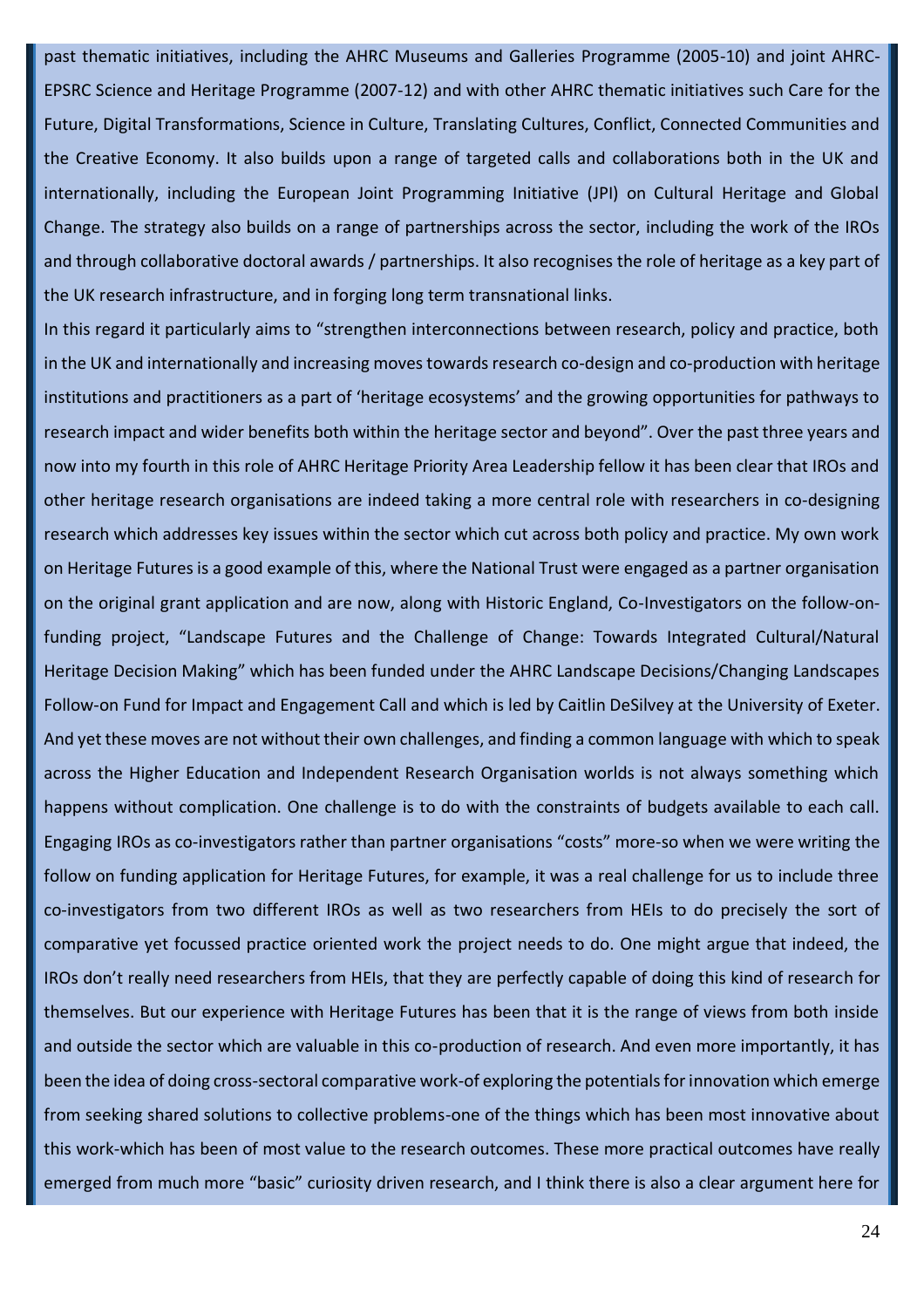past thematic initiatives, including the AHRC Museums and Galleries Programme (2005-10) and joint AHRC-EPSRC Science and Heritage Programme (2007-12) and with other AHRC thematic initiatives such Care for the Future, Digital Transformations, Science in Culture, Translating Cultures, Conflict, Connected Communities and the Creative Economy. It also builds upon a range of targeted calls and collaborations both in the UK and internationally, including the European Joint Programming Initiative (JPI) on Cultural Heritage and Global Change. The strategy also builds on a range of partnerships across the sector, including the work of the IROs and through collaborative doctoral awards / partnerships. It also recognises the role of heritage as a key part of the UK research infrastructure, and in forging long term transnational links.

In this regard it particularly aims to "strengthen interconnections between research, policy and practice, both in the UK and internationally and increasing moves towards research co-design and co-production with heritage institutions and practitioners as a part of 'heritage ecosystems' and the growing opportunities for pathways to research impact and wider benefits both within the heritage sector and beyond". Over the past three years and now into my fourth in this role of AHRC Heritage Priority Area Leadership fellow it has been clear that IROs and other heritage research organisations are indeed taking a more central role with researchers in co-designing research which addresses key issues within the sector which cut across both policy and practice. My own work on Heritage Futures is a good example of this, where the National Trust were engaged as a partner organisation on the original grant application and are now, along with Historic England, Co-Investigators on the follow-on-funding project, "Landscape Futures and the Challenge of Change: Towards Integrated Cultural/Natural Heritage Decision Making" which has been funded under the AHRC Landscape Decisions/Changing Landscapes Follow-on Fund for Impact and Engagement Call and which is led by Caitlin DeSilvey at the University of Exeter. And yet these moves are not without their own challenges, and finding a common language with which to speak across the Higher Education and Independent Research Organisation worlds is not always something which happens without complication. One challenge is to do with the constraints of budgets available to each call. Engaging IROs as co-investigators rather than partner organisations "costs" more-so when we were writing the follow on funding application for Heritage Futures, for example, it was a real challenge for us to include three co-investigators from two different IROs as well as two researchers from HEIs to do precisely the sort of comparative yet focussed practice oriented work the project needs to do. One might argue that indeed, the IROs don't really need researchers from HEIs, that they are perfectly capable of doing this kind of research for themselves. But our experience with Heritage Futures has been that it is the range of views from both inside and outside the sector which are valuable in this co-production of research. And even more importantly, it has been the idea of doing cross-sectoral comparative work-of exploring the potentials for innovation which emerge from seeking shared solutions to collective problems-one of the things which has been most innovative about this work-which has been of most value to the research outcomes. These more practical outcomes have really emerged from much more "basic" curiosity driven research, and I think there is also a clear argument here for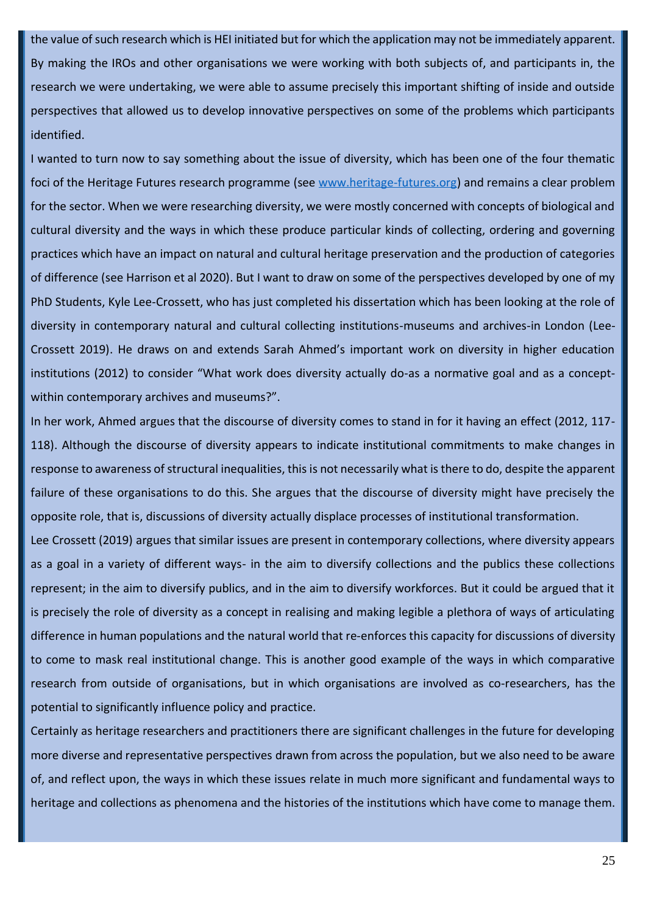the value of such research which is HEI initiated but for which the application may not be immediately apparent. By making the IROs and other organisations we were working with both subjects of, and participants in, the research we were undertaking, we were able to assume precisely this important shifting of inside and outside perspectives that allowed us to develop innovative perspectives on some of the problems which participants identified.

I wanted to turn now to say something about the issue of diversity, which has been one of the four thematic foci of the Heritage Futures research programme (see [www.heritage-futures.org](www.heritage-futures.org)) and remains a clear problem for the sector. When we were researching diversity, we were mostly concerned with concepts of biological and cultural diversity and the ways in which these produce particular kinds of collecting, ordering and governing practices which have an impact on natural and cultural heritage preservation and the production of categories of difference (see Harrison et al 2020). But I want to draw on some of the perspectives developed by one of my PhD Students, Kyle Lee-Crossett, who has just completed his dissertation which has been looking at the role of diversity in contemporary natural and cultural collecting institutions-museums and archives-in London (Lee-Crossett 2019). He draws on and extends Sarah Ahmed's important work on diversity in higher education institutions (2012) to consider "What work does diversity actually do-as a normative goal and as a concept-within contemporary archives and museums?".

In her work, Ahmed argues that the discourse of diversity comes to stand in for it having an effect (2012, 117-118). Although the discourse of diversity appears to indicate institutional commitments to make changes in response to awareness of structural inequalities, this is not necessarily what is there to do, despite the apparent failure of these organisations to do this. She argues that the discourse of diversity might have precisely the opposite role, that is, discussions of diversity actually displace processes of institutional transformation.

Lee Crossett (2019) argues that similar issues are present in contemporary collections, where diversity appears as a goal in a variety of different ways- in the aim to diversify collections and the publics these collections represent; in the aim to diversify publics, and in the aim to diversify workforces. But it could be argued that it is precisely the role of diversity as a concept in realising and making legible a plethora of ways of articulating difference in human populations and the natural world that re-enforces this capacity for discussions of diversity to come to mask real institutional change. This is another good example of the ways in which comparative research from outside of organisations, but in which organisations are involved as co-researchers, has the potential to significantly influence policy and practice.

Certainly as heritage researchers and practitioners there are significant challenges in the future for developing more diverse and representative perspectives drawn from across the population, but we also need to be aware of, and reflect upon, the ways in which these issues relate in much more significant and fundamental ways to heritage and collections as phenomena and the histories of the institutions which have come to manage them.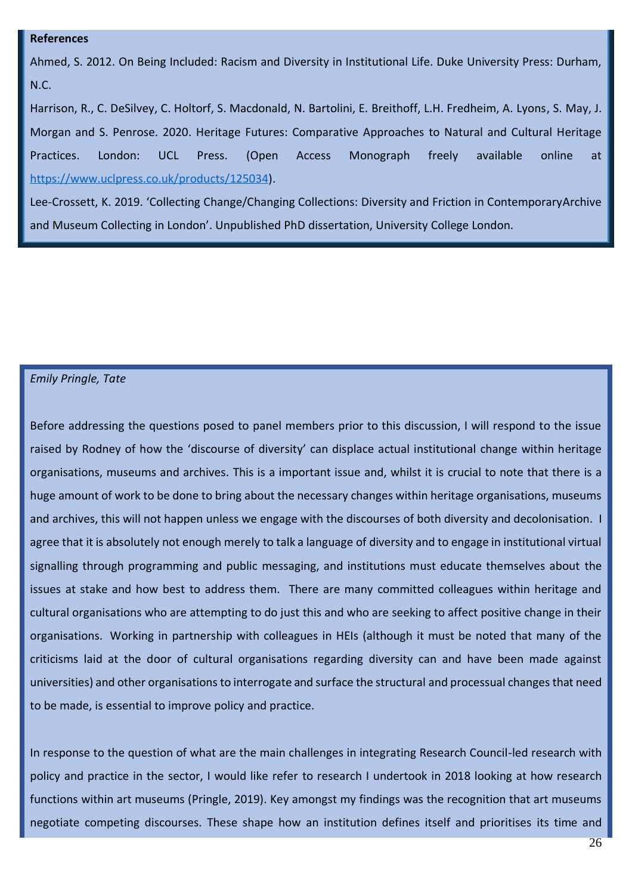**References**

Ahmed, S. 2012. On Being Included: Racism and Diversity in Institutional Life. Duke University Press: Durham, N.C.

Harrison, R., C. DeSilvey, C. Holtorf, S. Macdonald, N. Bartolini, E. Breithoff, L.H. Fredheim, A. Lyons, S. May, J. Morgan and S. Penrose. 2020. Heritage Futures: Comparative Approaches to Natural and Cultural Heritage Practices. London: UCL Press. (Open Access Monograph freely available online at https://www.uclpress.co.uk/products/125034).

Lee-Crossett, K. 2019. 'Collecting Change/Changing Collections: Diversity and Friction in ContemporaryArchive and Museum Collecting in London'. Unpublished PhD dissertation, University College London.

*Emily Pringle, Tate*

Before addressing the questions posed to panel members prior to this discussion, I will respond to the issue raised by Rodney of how the 'discourse of diversity' can displace actual institutional change within heritage organisations, museums and archives. This is a important issue and, whilst it is crucial to note that there is a huge amount of work to be done to bring about the necessary changes within heritage organisations, museums and archives, this will not happen unless we engage with the discourses of both diversity and decolonisation. I agree that it is absolutely not enough merely to talk a language of diversity and to engage in institutional virtual signalling through programming and public messaging, and institutions must educate themselves about the issues at stake and how best to address them. There are many committed colleagues within heritage and cultural organisations who are attempting to do just this and who are seeking to affect positive change in their organisations. Working in partnership with colleagues in HEIs (although it must be noted that many of the criticisms laid at the door of cultural organisations regarding diversity can and have been made against universities) and other organisations to interrogate and surface the structural and processual changes that need to be made, is essential to improve policy and practice.

In response to the question of what are the main challenges in integrating Research Council-led research with policy and practice in the sector, I would like refer to research I undertook in 2018 looking at how research functions within art museums (Pringle, 2019). Key amongst my findings was the recognition that art museums negotiate competing discourses. These shape how an institution defines itself and prioritises its time and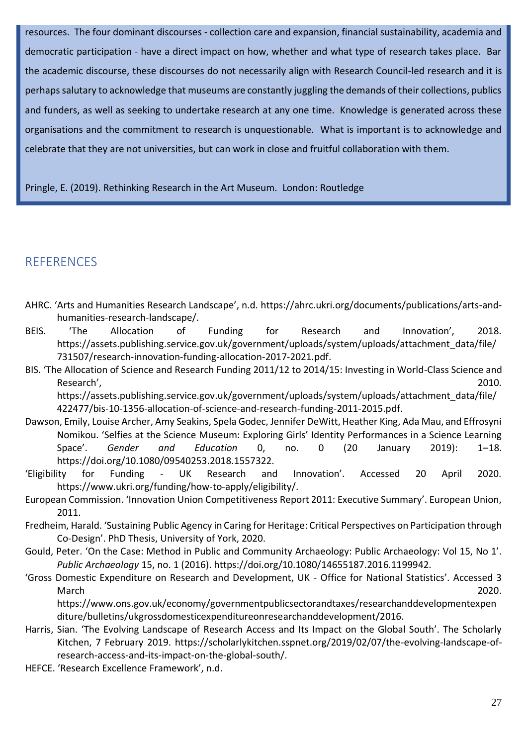resources. The four dominant discourses - collection care and expansion, financial sustainability, academia and democratic participation - have a direct impact on how, whether and what type of research takes place. Bar the academic discourse, these discourses do not necessarily align with Research Council-led research and it is perhaps salutary to acknowledge that museums are constantly juggling the demands of their collections, publics and funders, as well as seeking to undertake research at any one time. Knowledge is generated across these organisations and the commitment to research is unquestionable. What is important is to acknowledge and celebrate that they are not universities, but can work in close and fruitful collaboration with them.

Pringle, E. (2019). Rethinking Research in the Art Museum. London: Routledge

## REFERENCES

AHRC. 'Arts and Humanities Research Landscape', n.d. https://ahrc.ukri.org/documents/publications/arts-and-humanities-research-landscape/.

BEIS. 'The Allocation of Funding for Research and Innovation', 2018. https://assets.publishing.service.gov.uk/government/uploads/system/uploads/attachment_data/file/731507/research-innovation-funding-allocation-2017-2021.pdf.

BIS. 'The Allocation of Science and Research Funding 2011/12 to 2014/15: Investing in World-Class Science and Research', 2010. https://assets.publishing.service.gov.uk/government/uploads/system/uploads/attachment_data/file/422477/bis-10-1356-allocation-of-science-and-research-funding-2011-2015.pdf.

Dawson, Emily, Louise Archer, Amy Seakins, Spela Godec, Jennifer DeWitt, Heather King, Ada Mau, and Effrosyni Nomikou. 'Selfies at the Science Museum: Exploring Girls' Identity Performances in a Science Learning Space'. *Gender and Education* 0, no. 0 (20 January 2019): 1–18. https://doi.org/10.1080/09540253.2018.1557322.

'Eligibility for Funding - UK Research and Innovation'. Accessed 20 April 2020. https://www.ukri.org/funding/how-to-apply/eligibility/.

European Commission. 'Innovation Union Competitiveness Report 2011: Executive Summary'. European Union, 2011.

Fredheim, Harald. 'Sustaining Public Agency in Caring for Heritage: Critical Perspectives on Participation through Co-Design'. PhD Thesis, University of York, 2020.

Gould, Peter. 'On the Case: Method in Public and Community Archaeology: Public Archaeology: Vol 15, No 1'. *Public Archaeology* 15, no. 1 (2016). https://doi.org/10.1080/14655187.2016.1199942.

'Gross Domestic Expenditure on Research and Development, UK - Office for National Statistics'. Accessed 3 March 2020. https://www.ons.gov.uk/economy/governmentpublicsectorandtaxes/researchanddevelopmentexpenditure/bulletins/ukgrossdomesticexpenditureonresearchanddevelopment/2016.

Harris, Sian. 'The Evolving Landscape of Research Access and Its Impact on the Global South'. The Scholarly Kitchen, 7 February 2019. https://scholarlykitchen.sspnet.org/2019/02/07/the-evolving-landscape-of-research-access-and-its-impact-on-the-global-south/.

HEFCE. 'Research Excellence Framework', n.d.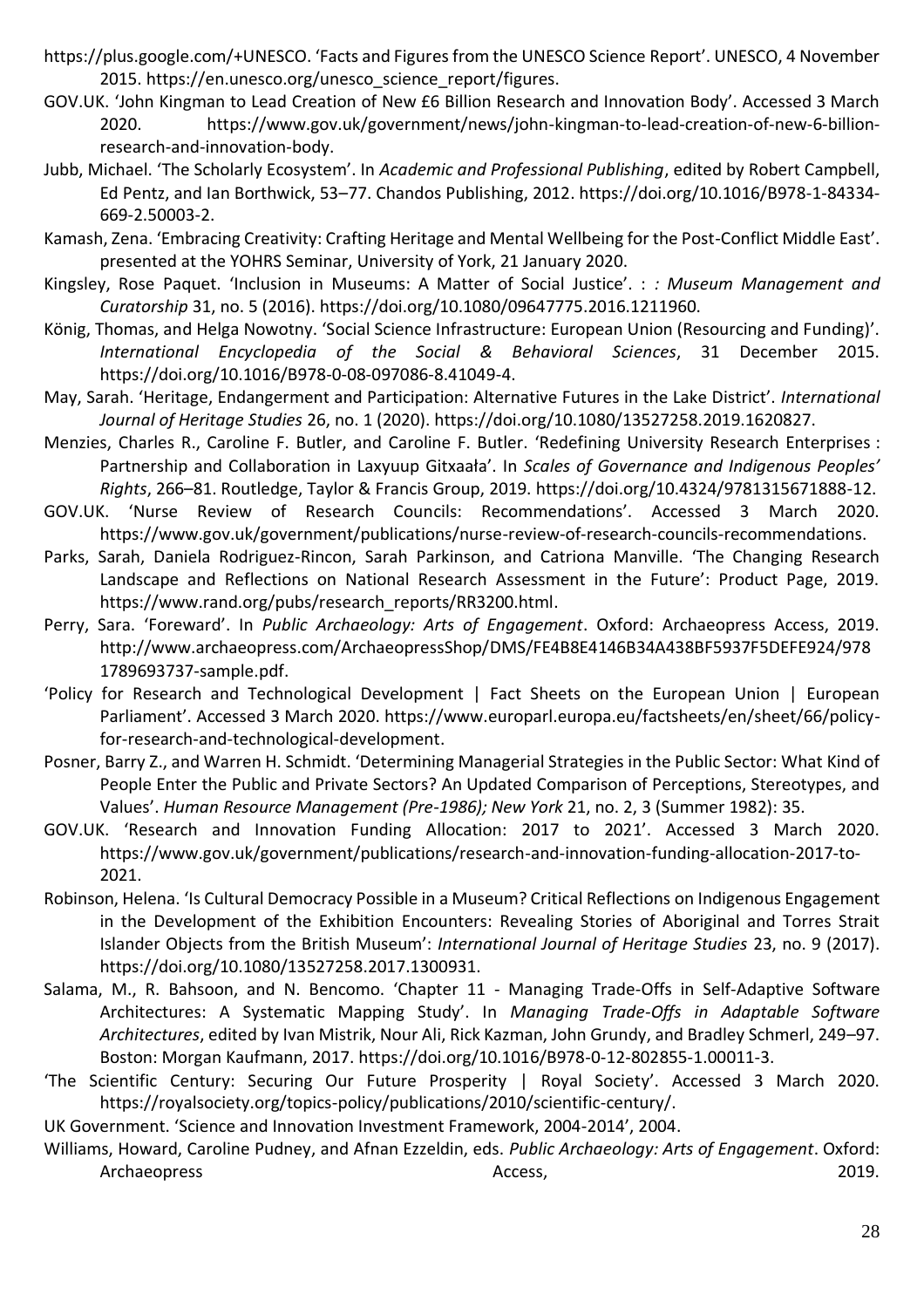https://plus.google.com/+UNESCO. 'Facts and Figures from the UNESCO Science Report'. UNESCO, 4 November 2015. https://en.unesco.org/unesco_science_report/figures.

GOV.UK. 'John Kingman to Lead Creation of New £6 Billion Research and Innovation Body'. Accessed 3 March 2020. https://www.gov.uk/government/news/john-kingman-to-lead-creation-of-new-6-billion-research-and-innovation-body.

Jubb, Michael. 'The Scholarly Ecosystem'. In *Academic and Professional Publishing*, edited by Robert Campbell, Ed Pentz, and Ian Borthwick, 53–77. Chandos Publishing, 2012. https://doi.org/10.1016/B978-1-84334-669-2.50003-2.

Kamash, Zena. 'Embracing Creativity: Crafting Heritage and Mental Wellbeing for the Post-Conflict Middle East'. presented at the YOHRS Seminar, University of York, 21 January 2020.

Kingsley, Rose Paquet. 'Inclusion in Museums: A Matter of Social Justice'. : *: Museum Management and Curatorship* 31, no. 5 (2016). https://doi.org/10.1080/09647775.2016.1211960.

König, Thomas, and Helga Nowotny. 'Social Science Infrastructure: European Union (Resourcing and Funding)'. *International Encyclopedia of the Social & Behavioral Sciences*, 31 December 2015. https://doi.org/10.1016/B978-0-08-097086-8.41049-4.

May, Sarah. 'Heritage, Endangerment and Participation: Alternative Futures in the Lake District'. *International Journal of Heritage Studies* 26, no. 1 (2020). https://doi.org/10.1080/13527258.2019.1620827.

Menzies, Charles R., Caroline F. Butler, and Caroline F. Butler. 'Redefining University Research Enterprises : Partnership and Collaboration in Laxyuup Gitxaała'. In *Scales of Governance and Indigenous Peoples' Rights*, 266–81. Routledge, Taylor & Francis Group, 2019. https://doi.org/10.4324/9781315671888-12.

GOV.UK. 'Nurse Review of Research Councils: Recommendations'. Accessed 3 March 2020. https://www.gov.uk/government/publications/nurse-review-of-research-councils-recommendations.

Parks, Sarah, Daniela Rodriguez-Rincon, Sarah Parkinson, and Catriona Manville. 'The Changing Research Landscape and Reflections on National Research Assessment in the Future': Product Page, 2019. https://www.rand.org/pubs/research_reports/RR3200.html.

Perry, Sara. 'Foreward'. In *Public Archaeology: Arts of Engagement*. Oxford: Archaeopress Access, 2019. http://www.archaeopress.com/ArchaeopressShop/DMS/FE4B8E4146B34A438BF5937F5DEFE924/9781789693737-sample.pdf.

'Policy for Research and Technological Development | Fact Sheets on the European Union | European Parliament'. Accessed 3 March 2020. https://www.europarl.europa.eu/factsheets/en/sheet/66/policy-for-research-and-technological-development.

Posner, Barry Z., and Warren H. Schmidt. 'Determining Managerial Strategies in the Public Sector: What Kind of People Enter the Public and Private Sectors? An Updated Comparison of Perceptions, Stereotypes, and Values'. *Human Resource Management (Pre-1986); New York* 21, no. 2, 3 (Summer 1982): 35.

GOV.UK. 'Research and Innovation Funding Allocation: 2017 to 2021'. Accessed 3 March 2020. https://www.gov.uk/government/publications/research-and-innovation-funding-allocation-2017-to-2021.

Robinson, Helena. 'Is Cultural Democracy Possible in a Museum? Critical Reflections on Indigenous Engagement in the Development of the Exhibition Encounters: Revealing Stories of Aboriginal and Torres Strait Islander Objects from the British Museum': *International Journal of Heritage Studies* 23, no. 9 (2017). https://doi.org/10.1080/13527258.2017.1300931.

Salama, M., R. Bahsoon, and N. Bencomo. 'Chapter 11 - Managing Trade-Offs in Self-Adaptive Software Architectures: A Systematic Mapping Study'. In *Managing Trade-Offs in Adaptable Software Architectures*, edited by Ivan Mistrik, Nour Ali, Rick Kazman, John Grundy, and Bradley Schmerl, 249–97. Boston: Morgan Kaufmann, 2017. https://doi.org/10.1016/B978-0-12-802855-1.00011-3.

'The Scientific Century: Securing Our Future Prosperity | Royal Society'. Accessed 3 March 2020. https://royalsociety.org/topics-policy/publications/2010/scientific-century/.

UK Government. 'Science and Innovation Investment Framework, 2004-2014', 2004.

Williams, Howard, Caroline Pudney, and Afnan Ezzeldin, eds. *Public Archaeology: Arts of Engagement*. Oxford: Archaeopress Access, 2019.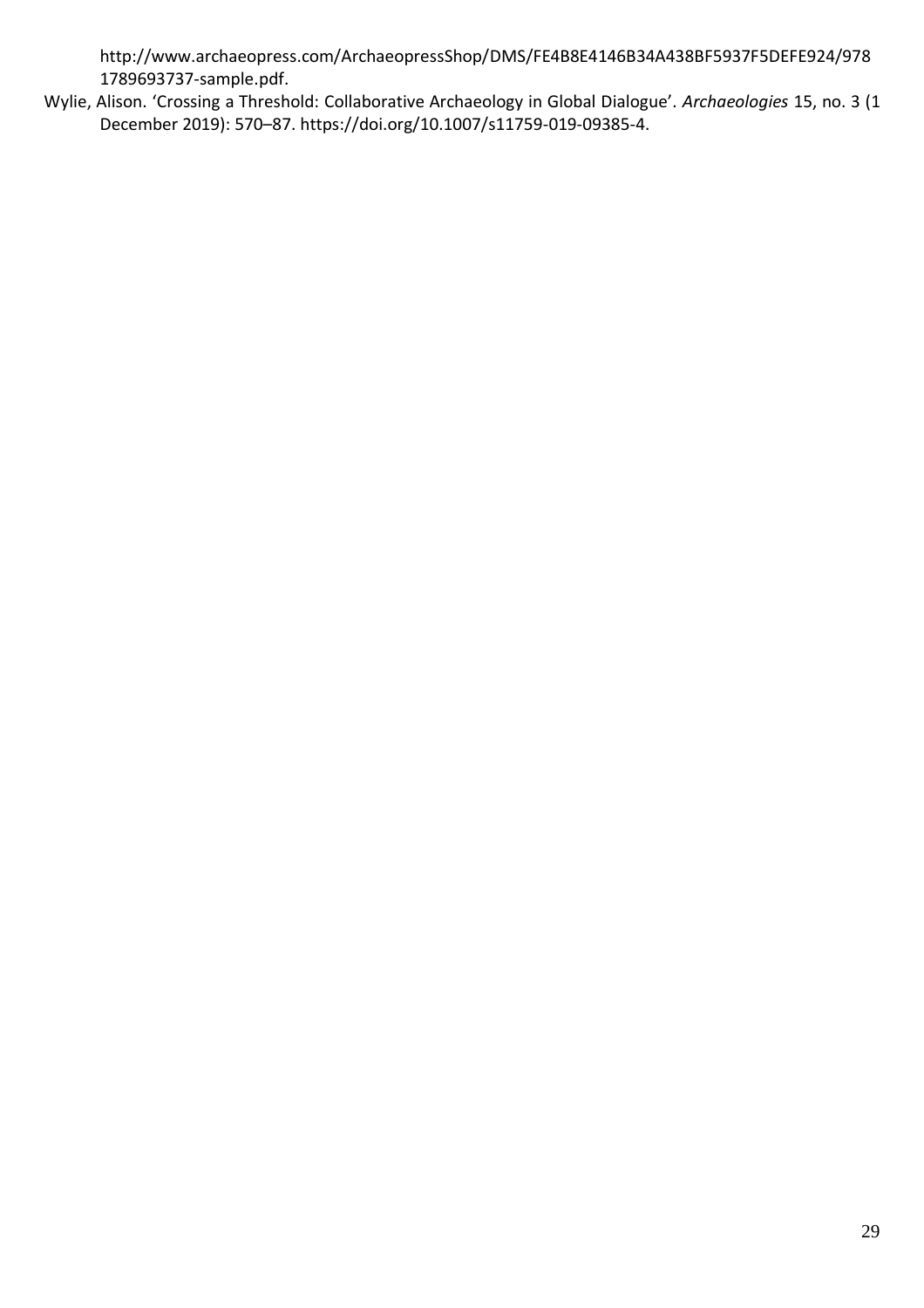http://www.archaeopress.com/ArchaeopressShop/DMS/FE4B8E4146B34A438BF5937F5DEFE924/9781789693737-sample.pdf.

Wylie, Alison. 'Crossing a Threshold: Collaborative Archaeology in Global Dialogue'. *Archaeologies* 15, no. 3 (1 December 2019): 570–87. https://doi.org/10.1007/s11759-019-09385-4.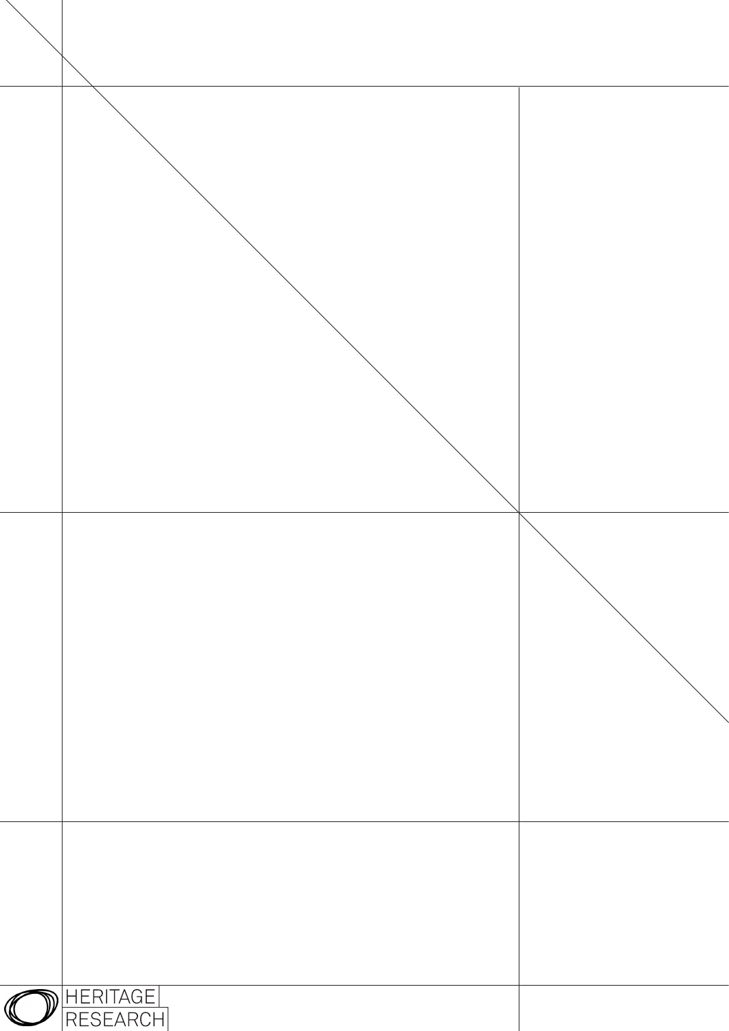HERITAGE
RESEARCH